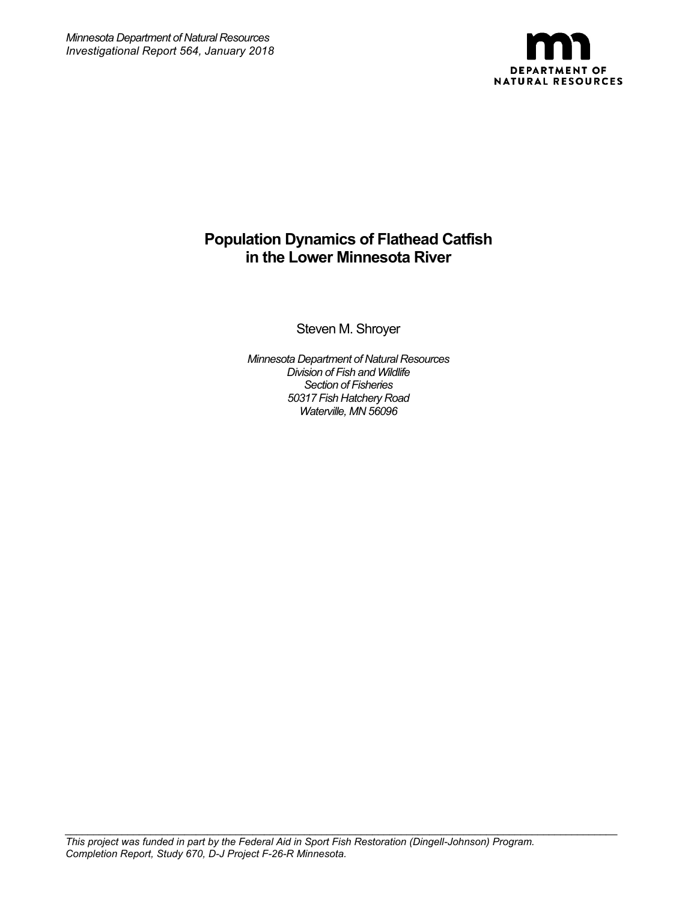*Minnesota Department of Natural Resources*
*Investigational Report 564, January 2018*

DEPARTMENT OF NATURAL RESOURCES

# Population Dynamics of Flathead Catfish in the Lower Minnesota River

Steven M. Shroyer

*Minnesota Department of Natural Resources*
*Division of Fish and Wildlife*
*Section of Fisheries*
*50317 Fish Hatchery Road*
*Waterville, MN 56096*

---

*This project was funded in part by the Federal Aid in Sport Fish Restoration (Dingell-Johnson) Program.*
*Completion Report, Study 670, D-J Project F-26-R Minnesota.*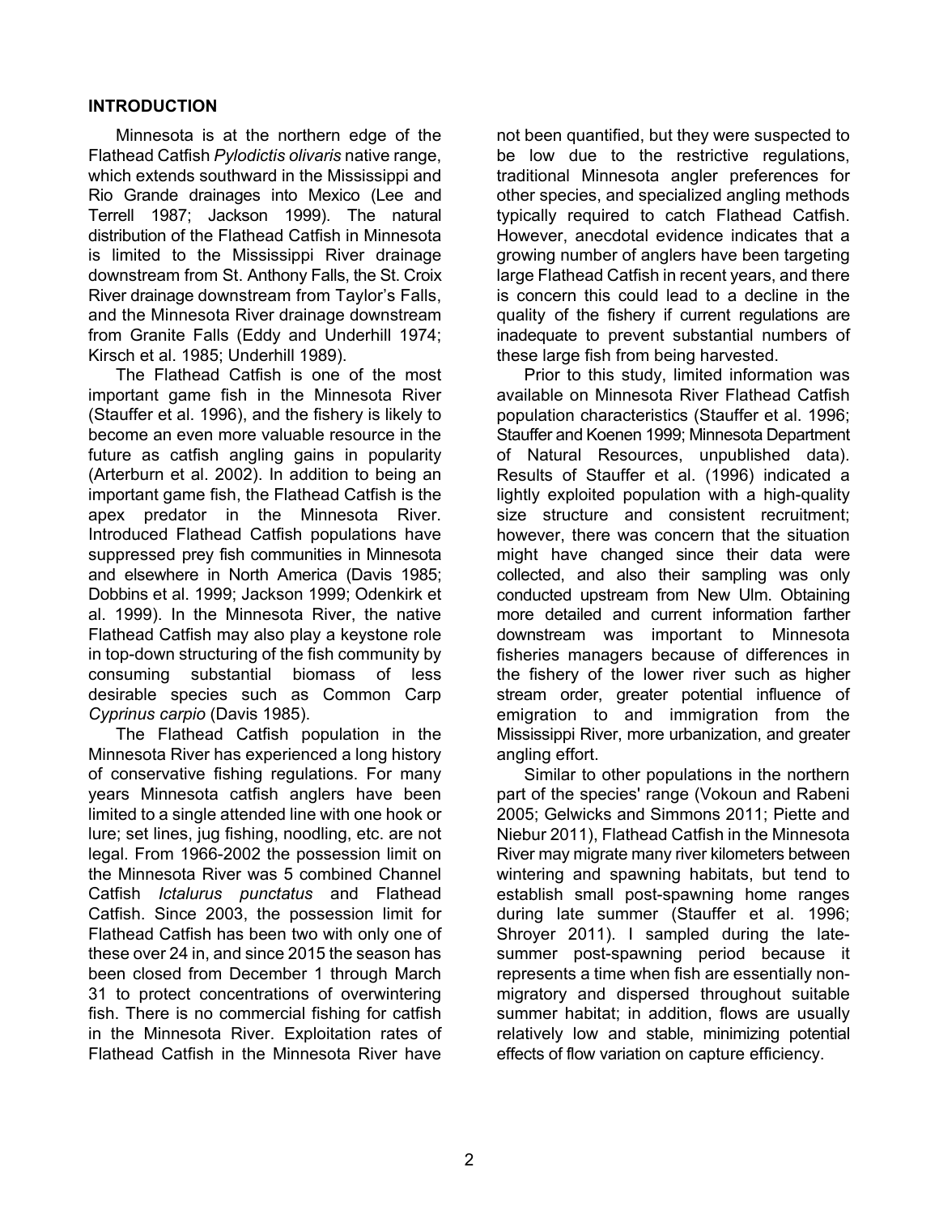## INTRODUCTION

Minnesota is at the northern edge of the Flathead Catfish *Pylodictis olivaris* native range, which extends southward in the Mississippi and Rio Grande drainages into Mexico (Lee and Terrell 1987; Jackson 1999). The natural distribution of the Flathead Catfish in Minnesota is limited to the Mississippi River drainage downstream from St. Anthony Falls, the St. Croix River drainage downstream from Taylor's Falls, and the Minnesota River drainage downstream from Granite Falls (Eddy and Underhill 1974; Kirsch et al. 1985; Underhill 1989).

The Flathead Catfish is one of the most important game fish in the Minnesota River (Stauffer et al. 1996), and the fishery is likely to become an even more valuable resource in the future as catfish angling gains in popularity (Arterburn et al. 2002). In addition to being an important game fish, the Flathead Catfish is the apex predator in the Minnesota River. Introduced Flathead Catfish populations have suppressed prey fish communities in Minnesota and elsewhere in North America (Davis 1985; Dobbins et al. 1999; Jackson 1999; Odenkirk et al. 1999). In the Minnesota River, the native Flathead Catfish may also play a keystone role in top-down structuring of the fish community by consuming substantial biomass of less desirable species such as Common Carp *Cyprinus carpio* (Davis 1985).

The Flathead Catfish population in the Minnesota River has experienced a long history of conservative fishing regulations. For many years Minnesota catfish anglers have been limited to a single attended line with one hook or lure; set lines, jug fishing, noodling, etc. are not legal. From 1966-2002 the possession limit on the Minnesota River was 5 combined Channel Catfish *Ictalurus punctatus* and Flathead Catfish. Since 2003, the possession limit for Flathead Catfish has been two with only one of these over 24 in, and since 2015 the season has been closed from December 1 through March 31 to protect concentrations of overwintering fish. There is no commercial fishing for catfish in the Minnesota River. Exploitation rates of Flathead Catfish in the Minnesota River have not been quantified, but they were suspected to be low due to the restrictive regulations, traditional Minnesota angler preferences for other species, and specialized angling methods typically required to catch Flathead Catfish. However, anecdotal evidence indicates that a growing number of anglers have been targeting large Flathead Catfish in recent years, and there is concern this could lead to a decline in the quality of the fishery if current regulations are inadequate to prevent substantial numbers of these large fish from being harvested.

Prior to this study, limited information was available on Minnesota River Flathead Catfish population characteristics (Stauffer et al. 1996; Stauffer and Koenen 1999; Minnesota Department of Natural Resources, unpublished data). Results of Stauffer et al. (1996) indicated a lightly exploited population with a high-quality size structure and consistent recruitment; however, there was concern that the situation might have changed since their data were collected, and also their sampling was only conducted upstream from New Ulm. Obtaining more detailed and current information farther downstream was important to Minnesota fisheries managers because of differences in the fishery of the lower river such as higher stream order, greater potential influence of emigration to and immigration from the Mississippi River, more urbanization, and greater angling effort.

Similar to other populations in the northern part of the species' range (Vokoun and Rabeni 2005; Gelwicks and Simmons 2011; Piette and Niebur 2011), Flathead Catfish in the Minnesota River may migrate many river kilometers between wintering and spawning habitats, but tend to establish small post-spawning home ranges during late summer (Stauffer et al. 1996; Shroyer 2011). I sampled during the late-summer post-spawning period because it represents a time when fish are essentially non-migratory and dispersed throughout suitable summer habitat; in addition, flows are usually relatively low and stable, minimizing potential effects of flow variation on capture efficiency.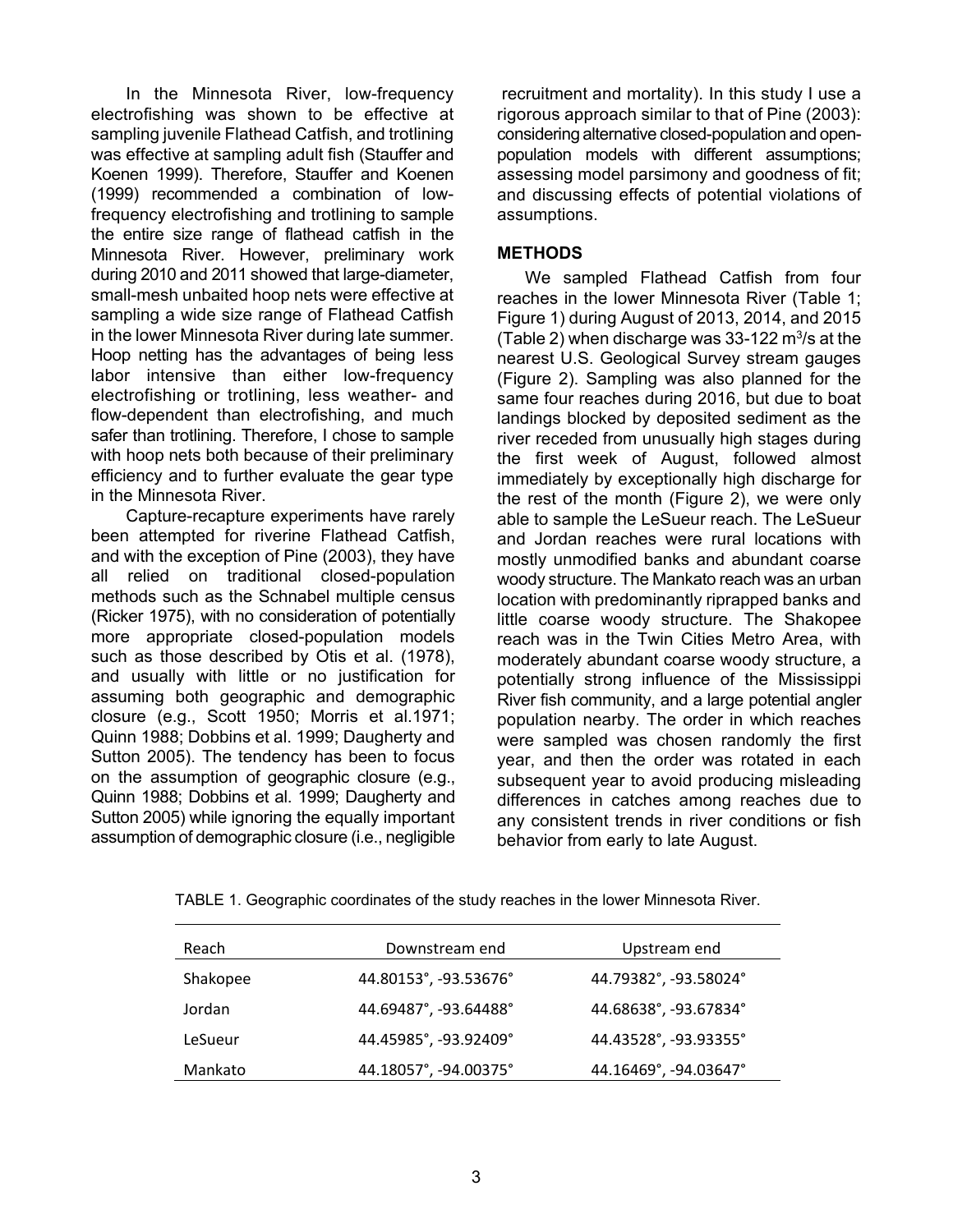In the Minnesota River, low-frequency electrofishing was shown to be effective at sampling juvenile Flathead Catfish, and trotlining was effective at sampling adult fish (Stauffer and Koenen 1999). Therefore, Stauffer and Koenen (1999) recommended a combination of low-frequency electrofishing and trotlining to sample the entire size range of flathead catfish in the Minnesota River. However, preliminary work during 2010 and 2011 showed that large-diameter, small-mesh unbaited hoop nets were effective at sampling a wide size range of Flathead Catfish in the lower Minnesota River during late summer. Hoop netting has the advantages of being less labor intensive than either low-frequency electrofishing or trotlining, less weather- and flow-dependent than electrofishing, and much safer than trotlining. Therefore, I chose to sample with hoop nets both because of their preliminary efficiency and to further evaluate the gear type in the Minnesota River.

Capture-recapture experiments have rarely been attempted for riverine Flathead Catfish, and with the exception of Pine (2003), they have all relied on traditional closed-population methods such as the Schnabel multiple census (Ricker 1975), with no consideration of potentially more appropriate closed-population models such as those described by Otis et al. (1978), and usually with little or no justification for assuming both geographic and demographic closure (e.g., Scott 1950; Morris et al.1971; Quinn 1988; Dobbins et al. 1999; Daugherty and Sutton 2005). The tendency has been to focus on the assumption of geographic closure (e.g., Quinn 1988; Dobbins et al. 1999; Daugherty and Sutton 2005) while ignoring the equally important assumption of demographic closure (i.e., negligible recruitment and mortality). In this study I use a rigorous approach similar to that of Pine (2003): considering alternative closed-population and open-population models with different assumptions; assessing model parsimony and goodness of fit; and discussing effects of potential violations of assumptions.

## METHODS

We sampled Flathead Catfish from four reaches in the lower Minnesota River (Table 1; Figure 1) during August of 2013, 2014, and 2015 (Table 2) when discharge was 33-122 $m^3/s$ at the nearest U.S. Geological Survey stream gauges (Figure 2). Sampling was also planned for the same four reaches during 2016, but due to boat landings blocked by deposited sediment as the river receded from unusually high stages during the first week of August, followed almost immediately by exceptionally high discharge for the rest of the month (Figure 2), we were only able to sample the LeSueur reach. The LeSueur and Jordan reaches were rural locations with mostly unmodified banks and abundant coarse woody structure. The Mankato reach was an urban location with predominantly riprapped banks and little coarse woody structure. The Shakopee reach was in the Twin Cities Metro Area, with moderately abundant coarse woody structure, a potentially strong influence of the Mississippi River fish community, and a large potential angler population nearby. The order in which reaches were sampled was chosen randomly the first year, and then the order was rotated in each subsequent year to avoid producing misleading differences in catches among reaches due to any consistent trends in river conditions or fish behavior from early to late August.

TABLE 1. Geographic coordinates of the study reaches in the lower Minnesota River.

| Reach | Downstream end | Upstream end |
|---|---|---|
| Shakopee | 44.80153°, -93.53676° | 44.79382°, -93.58024° |
| Jordan | 44.69487°, -93.64488° | 44.68638°, -93.67834° |
| LeSueur | 44.45985°, -93.92409° | 44.43528°, -93.93355° |
| Mankato | 44.18057°, -94.00375° | 44.16469°, -94.03647° |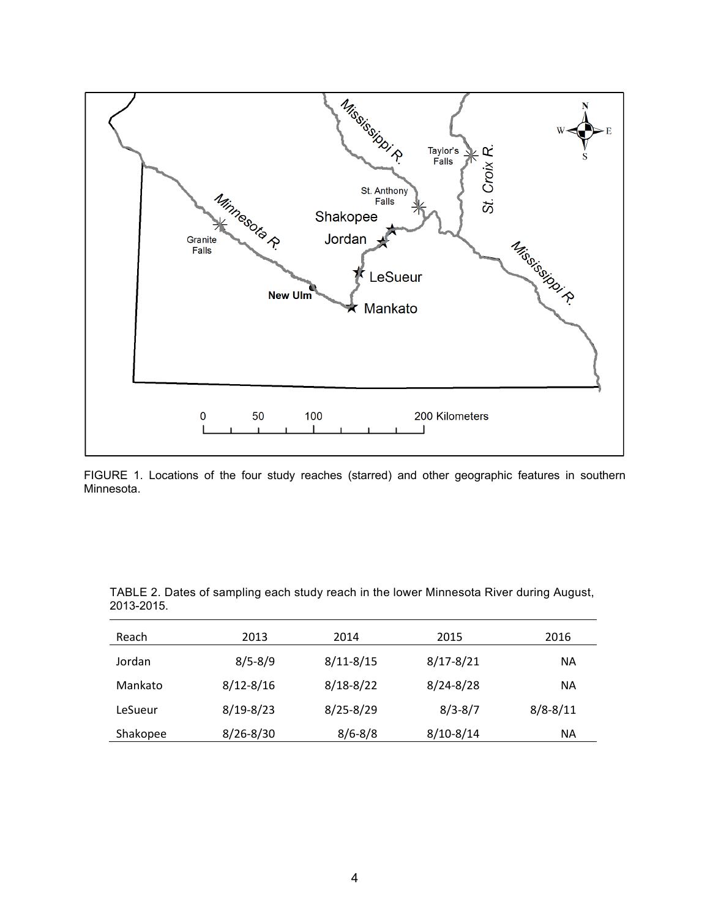FIGURE 1. Locations of the four study reaches (starred) and other geographic features in southern Minnesota.

TABLE 2. Dates of sampling each study reach in the lower Minnesota River during August, 2013-2015.

| Reach | 2013 | 2014 | 2015 | 2016 |
|---|---|---|---|---|
| Jordan | 8/5-8/9 | 8/11-8/15 | 8/17-8/21 | NA |
| Mankato | 8/12-8/16 | 8/18-8/22 | 8/24-8/28 | NA |
| LeSueur | 8/19-8/23 | 8/25-8/29 | 8/3-8/7 | 8/8-8/11 |
| Shakopee | 8/26-8/30 | 8/6-8/8 | 8/10-8/14 | NA |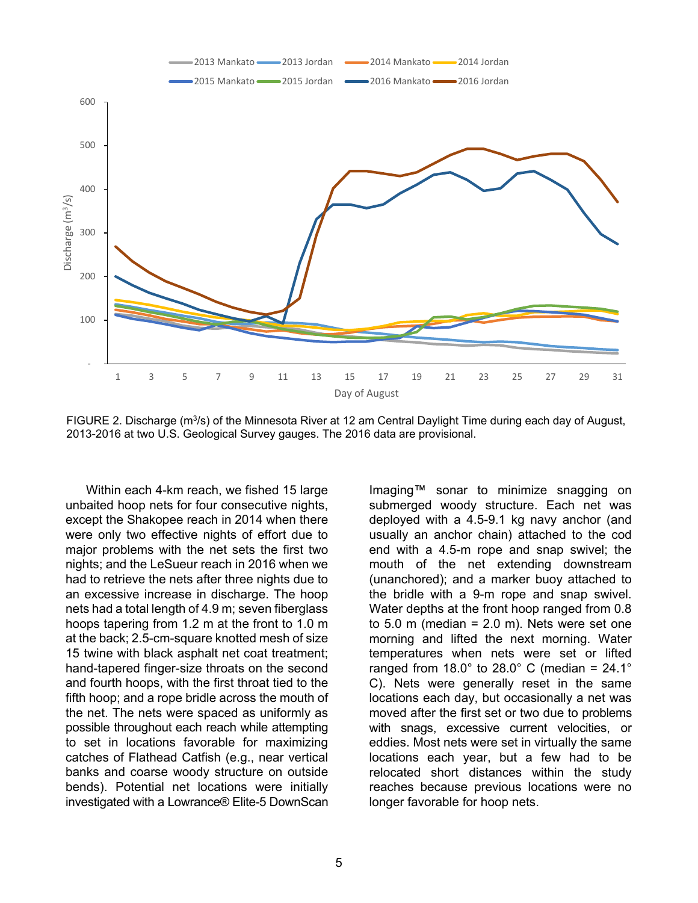FIGURE 2. Discharge ($m^3/s$) of the Minnesota River at 12 am Central Daylight Time during each day of August, 2013-2016 at two U.S. Geological Survey gauges. The 2016 data are provisional.

Within each 4-km reach, we fished 15 large unbaited hoop nets for four consecutive nights, except the Shakopee reach in 2014 when there were only two effective nights of effort due to major problems with the net sets the first two nights; and the LeSueur reach in 2016 when we had to retrieve the nets after three nights due to an excessive increase in discharge. The hoop nets had a total length of 4.9 m; seven fiberglass hoops tapering from 1.2 m at the front to 1.0 m at the back; 2.5-cm-square knotted mesh of size 15 twine with black asphalt net coat treatment; hand-tapered finger-size throats on the second and fourth hoops, with the first throat tied to the fifth hoop; and a rope bridle across the mouth of the net. The nets were spaced as uniformly as possible throughout each reach while attempting to set in locations favorable for maximizing catches of Flathead Catfish (e.g., near vertical banks and coarse woody structure on outside bends). Potential net locations were initially investigated with a Lowrance® Elite-5 DownScan Imaging™ sonar to minimize snagging on submerged woody structure. Each net was deployed with a 4.5-9.1 kg navy anchor (and usually an anchor chain) attached to the cod end with a 4.5-m rope and snap swivel; the mouth of the net extending downstream (unanchored); and a marker buoy attached to the bridle with a 9-m rope and snap swivel. Water depths at the front hoop ranged from 0.8 to 5.0 m (median = 2.0 m). Nets were set one morning and lifted the next morning. Water temperatures when nets were set or lifted ranged from 18.0° to 28.0° C (median = 24.1° C). Nets were generally reset in the same locations each day, but occasionally a net was moved after the first set or two due to problems with snags, excessive current velocities, or eddies. Most nets were set in virtually the same locations each year, but a few had to be relocated short distances within the study reaches because previous locations were no longer favorable for hoop nets.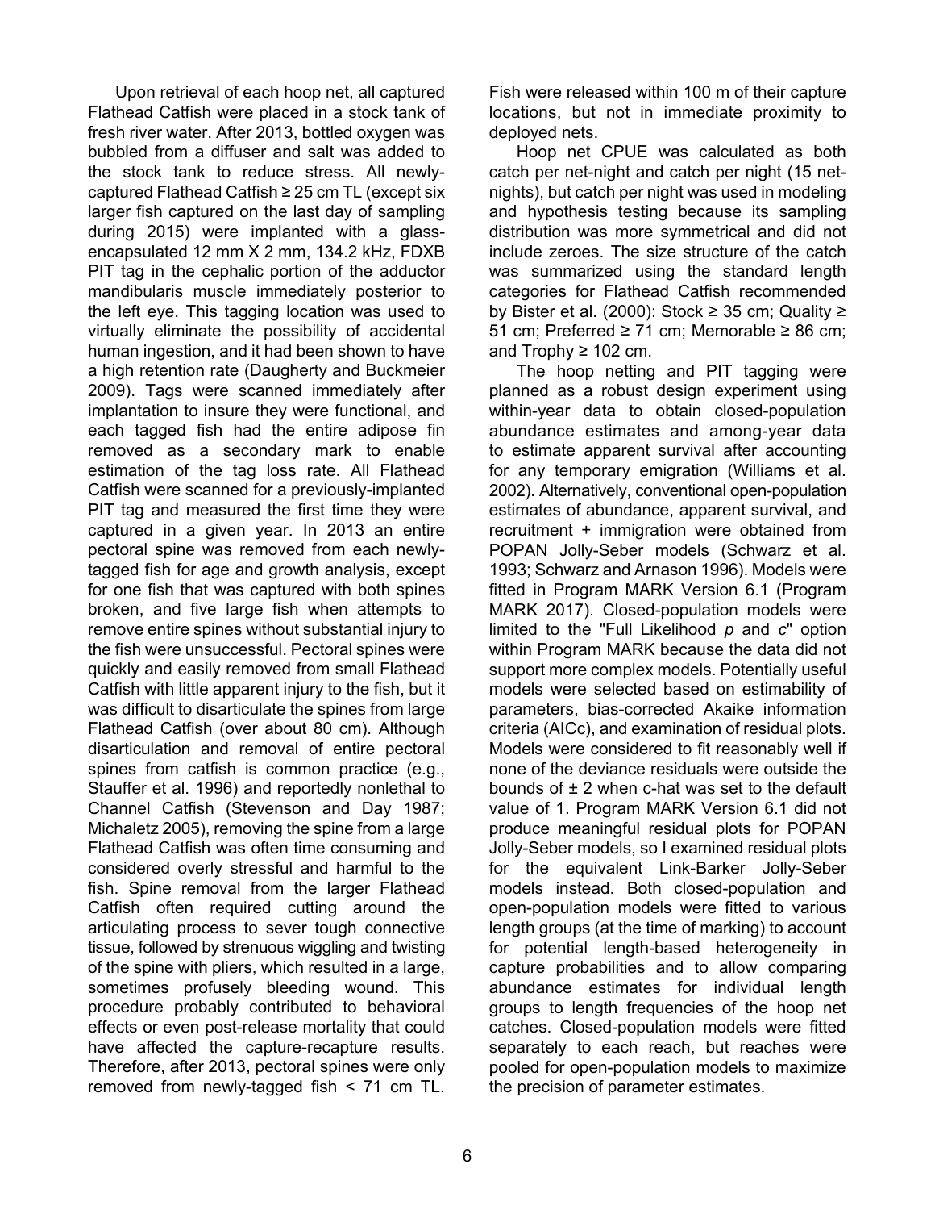Upon retrieval of each hoop net, all captured Flathead Catfish were placed in a stock tank of fresh river water. After 2013, bottled oxygen was bubbled from a diffuser and salt was added to the stock tank to reduce stress. All newly-captured Flathead Catfish ≥ 25 cm TL (except six larger fish captured on the last day of sampling during 2015) were implanted with a glass-encapsulated 12 mm X 2 mm, 134.2 kHz, FDXB PIT tag in the cephalic portion of the adductor mandibularis muscle immediately posterior to the left eye. This tagging location was used to virtually eliminate the possibility of accidental human ingestion, and it had been shown to have a high retention rate (Daugherty and Buckmeier 2009). Tags were scanned immediately after implantation to insure they were functional, and each tagged fish had the entire adipose fin removed as a secondary mark to enable estimation of the tag loss rate. All Flathead Catfish were scanned for a previously-implanted PIT tag and measured the first time they were captured in a given year. In 2013 an entire pectoral spine was removed from each newly-tagged fish for age and growth analysis, except for one fish that was captured with both spines broken, and five large fish when attempts to remove entire spines without substantial injury to the fish were unsuccessful. Pectoral spines were quickly and easily removed from small Flathead Catfish with little apparent injury to the fish, but it was difficult to disarticulate the spines from large Flathead Catfish (over about 80 cm). Although disarticulation and removal of entire pectoral spines from catfish is common practice (e.g., Stauffer et al. 1996) and reportedly nonlethal to Channel Catfish (Stevenson and Day 1987; Michaletz 2005), removing the spine from a large Flathead Catfish was often time consuming and considered overly stressful and harmful to the fish. Spine removal from the larger Flathead Catfish often required cutting around the articulating process to sever tough connective tissue, followed by strenuous wiggling and twisting of the spine with pliers, which resulted in a large, sometimes profusely bleeding wound. This procedure probably contributed to behavioral effects or even post-release mortality that could have affected the capture-recapture results. Therefore, after 2013, pectoral spines were only removed from newly-tagged fish < 71 cm TL. Fish were released within 100 m of their capture locations, but not in immediate proximity to deployed nets.

Hoop net CPUE was calculated as both catch per net-night and catch per night (15 net-nights), but catch per night was used in modeling and hypothesis testing because its sampling distribution was more symmetrical and did not include zeroes. The size structure of the catch was summarized using the standard length categories for Flathead Catfish recommended by Bister et al. (2000): Stock ≥ 35 cm; Quality ≥ 51 cm; Preferred ≥ 71 cm; Memorable ≥ 86 cm; and Trophy ≥ 102 cm.

The hoop netting and PIT tagging were planned as a robust design experiment using within-year data to obtain closed-population abundance estimates and among-year data to estimate apparent survival after accounting for any temporary emigration (Williams et al. 2002). Alternatively, conventional open-population estimates of abundance, apparent survival, and recruitment + immigration were obtained from POPAN Jolly-Seber models (Schwarz et al. 1993; Schwarz and Arnason 1996). Models were fitted in Program MARK Version 6.1 (Program MARK 2017). Closed-population models were limited to the "Full Likelihood *p* and *c*" option within Program MARK because the data did not support more complex models. Potentially useful models were selected based on estimability of parameters, bias-corrected Akaike information criteria (AICc), and examination of residual plots. Models were considered to fit reasonably well if none of the deviance residuals were outside the bounds of ± 2 when c-hat was set to the default value of 1. Program MARK Version 6.1 did not produce meaningful residual plots for POPAN Jolly-Seber models, so I examined residual plots for the equivalent Link-Barker Jolly-Seber models instead. Both closed-population and open-population models were fitted to various length groups (at the time of marking) to account for potential length-based heterogeneity in capture probabilities and to allow comparing abundance estimates for individual length groups to length frequencies of the hoop net catches. Closed-population models were fitted separately to each reach, but reaches were pooled for open-population models to maximize the precision of parameter estimates.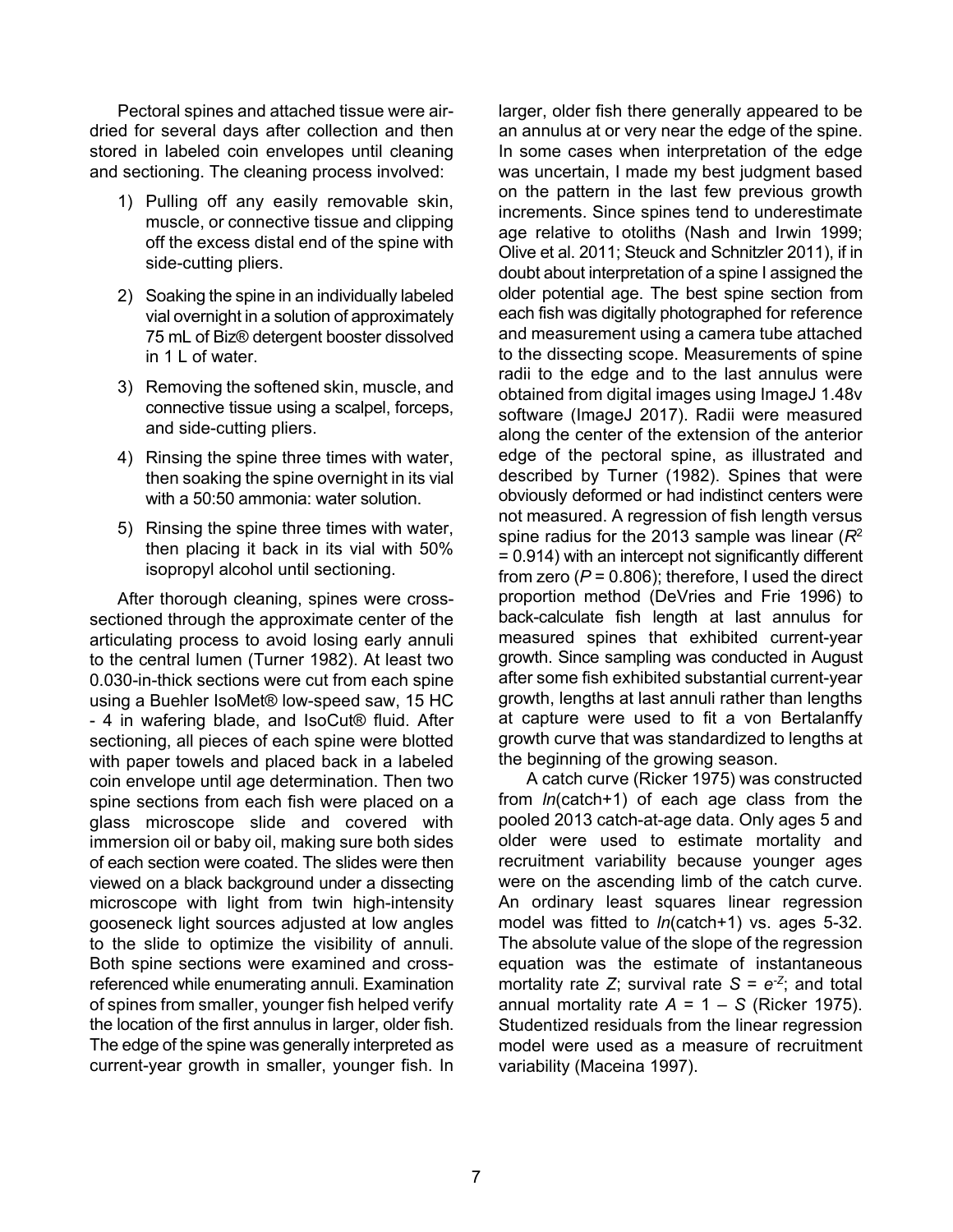Pectoral spines and attached tissue were air-dried for several days after collection and then stored in labeled coin envelopes until cleaning and sectioning. The cleaning process involved:

1) Pulling off any easily removable skin, muscle, or connective tissue and clipping off the excess distal end of the spine with side-cutting pliers.

2) Soaking the spine in an individually labeled vial overnight in a solution of approximately 75 mL of Biz® detergent booster dissolved in 1 L of water.

3) Removing the softened skin, muscle, and connective tissue using a scalpel, forceps, and side-cutting pliers.

4) Rinsing the spine three times with water, then soaking the spine overnight in its vial with a 50:50 ammonia: water solution.

5) Rinsing the spine three times with water, then placing it back in its vial with 50% isopropyl alcohol until sectioning.

After thorough cleaning, spines were cross-sectioned through the approximate center of the articulating process to avoid losing early annuli to the central lumen (Turner 1982). At least two 0.030-in-thick sections were cut from each spine using a Buehler IsoMet® low-speed saw, 15 HC - 4 in wafering blade, and IsoCut® fluid. After sectioning, all pieces of each spine were blotted with paper towels and placed back in a labeled coin envelope until age determination. Then two spine sections from each fish were placed on a glass microscope slide and covered with immersion oil or baby oil, making sure both sides of each section were coated. The slides were then viewed on a black background under a dissecting microscope with light from twin high-intensity gooseneck light sources adjusted at low angles to the slide to optimize the visibility of annuli. Both spine sections were examined and cross-referenced while enumerating annuli. Examination of spines from smaller, younger fish helped verify the location of the first annulus in larger, older fish. The edge of the spine was generally interpreted as current-year growth in smaller, younger fish. In larger, older fish there generally appeared to be an annulus at or very near the edge of the spine. In some cases when interpretation of the edge was uncertain, I made my best judgment based on the pattern in the last few previous growth increments. Since spines tend to underestimate age relative to otoliths (Nash and Irwin 1999; Olive et al. 2011; Steuck and Schnitzler 2011), if in doubt about interpretation of a spine I assigned the older potential age. The best spine section from each fish was digitally photographed for reference and measurement using a camera tube attached to the dissecting scope. Measurements of spine radii to the edge and to the last annulus were obtained from digital images using ImageJ 1.48v software (ImageJ 2017). Radii were measured along the center of the extension of the anterior edge of the pectoral spine, as illustrated and described by Turner (1982). Spines that were obviously deformed or had indistinct centers were not measured. A regression of fish length versus spine radius for the 2013 sample was linear ($R^2$ = 0.914) with an intercept not significantly different from zero ($P$ = 0.806); therefore, I used the direct proportion method (DeVries and Frie 1996) to back-calculate fish length at last annulus for measured spines that exhibited current-year growth. Since sampling was conducted in August after some fish exhibited substantial current-year growth, lengths at last annuli rather than lengths at capture were used to fit a von Bertalanffy growth curve that was standardized to lengths at the beginning of the growing season.

A catch curve (Ricker 1975) was constructed from *ln*(catch+1) of each age class from the pooled 2013 catch-at-age data. Only ages 5 and older were used to estimate mortality and recruitment variability because younger ages were on the ascending limb of the catch curve. An ordinary least squares linear regression model was fitted to *ln*(catch+1) vs. ages 5-32. The absolute value of the slope of the regression equation was the estimate of instantaneous mortality rate $Z$; survival rate $S = e^{-Z}$; and total annual mortality rate $A = 1 - S$ (Ricker 1975). Studentized residuals from the linear regression model were used as a measure of recruitment variability (Maceina 1997).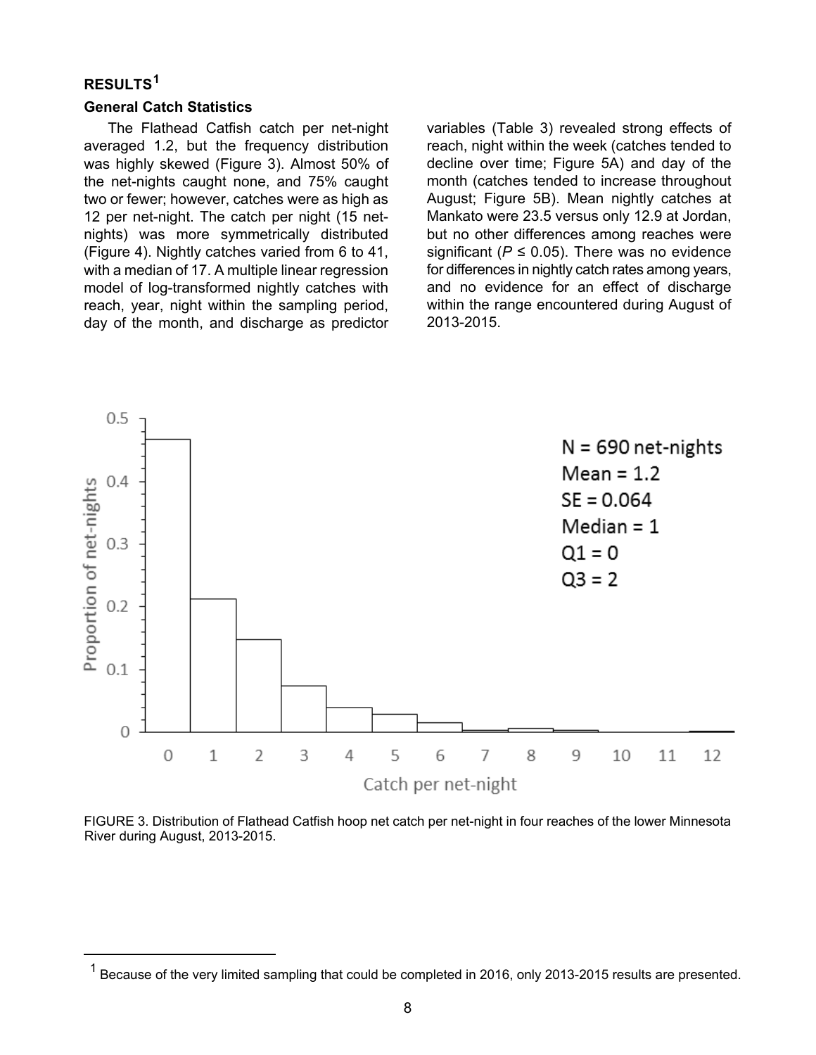## RESULTS[1]

### General Catch Statistics

The Flathead Catfish catch per net-night averaged 1.2, but the frequency distribution was highly skewed (Figure 3). Almost 50% of the net-nights caught none, and 75% caught two or fewer; however, catches were as high as 12 per net-night. The catch per night (15 net-nights) was more symmetrically distributed (Figure 4). Nightly catches varied from 6 to 41, with a median of 17. A multiple linear regression model of log-transformed nightly catches with reach, year, night within the sampling period, day of the month, and discharge as predictor variables (Table 3) revealed strong effects of reach, night within the week (catches tended to decline over time; Figure 5A) and day of the month (catches tended to increase throughout August; Figure 5B). Mean nightly catches at Mankato were 23.5 versus only 12.9 at Jordan, but no other differences among reaches were significant ($P \leq 0.05$). There was no evidence for differences in nightly catch rates among years, and no evidence for an effect of discharge within the range encountered during August of 2013-2015.

FIGURE 3. Distribution of Flathead Catfish hoop net catch per net-night in four reaches of the lower Minnesota River during August, 2013-2015.

[1] Because of the very limited sampling that could be completed in 2016, only 2013-2015 results are presented.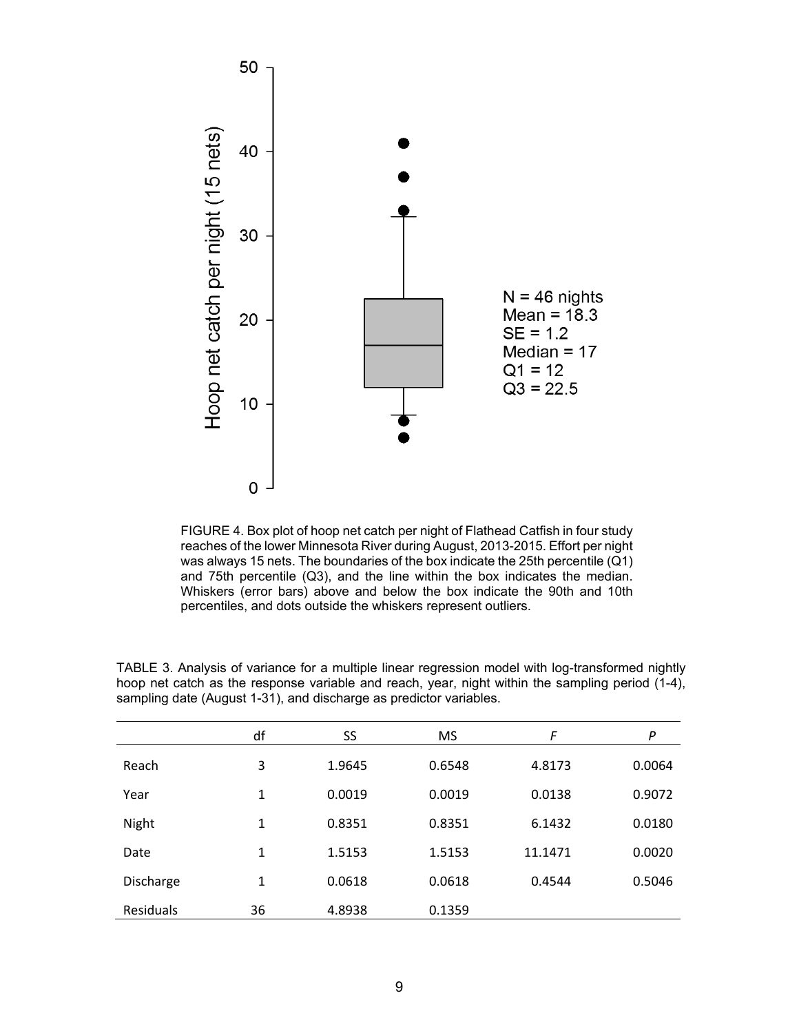FIGURE 4. Box plot of hoop net catch per night of Flathead Catfish in four study reaches of the lower Minnesota River during August, 2013-2015. Effort per night was always 15 nets. The boundaries of the box indicate the 25th percentile (Q1) and 75th percentile (Q3), and the line within the box indicates the median. Whiskers (error bars) above and below the box indicate the 90th and 10th percentiles, and dots outside the whiskers represent outliers.

TABLE 3. Analysis of variance for a multiple linear regression model with log-transformed nightly hoop net catch as the response variable and reach, year, night within the sampling period (1-4), sampling date (August 1-31), and discharge as predictor variables.

| | df | SS | MS | *F* | *P* |
|---|---|---|---|---|---|
| Reach | 3 | 1.9645 | 0.6548 | 4.8173 | 0.0064 |
| Year | 1 | 0.0019 | 0.0019 | 0.0138 | 0.9072 |
| Night | 1 | 0.8351 | 0.8351 | 6.1432 | 0.0180 |
| Date | 1 | 1.5153 | 1.5153 | 11.1471 | 0.0020 |
| Discharge | 1 | 0.0618 | 0.0618 | 0.4544 | 0.5046 |
| Residuals | 36 | 4.8938 | 0.1359 | | |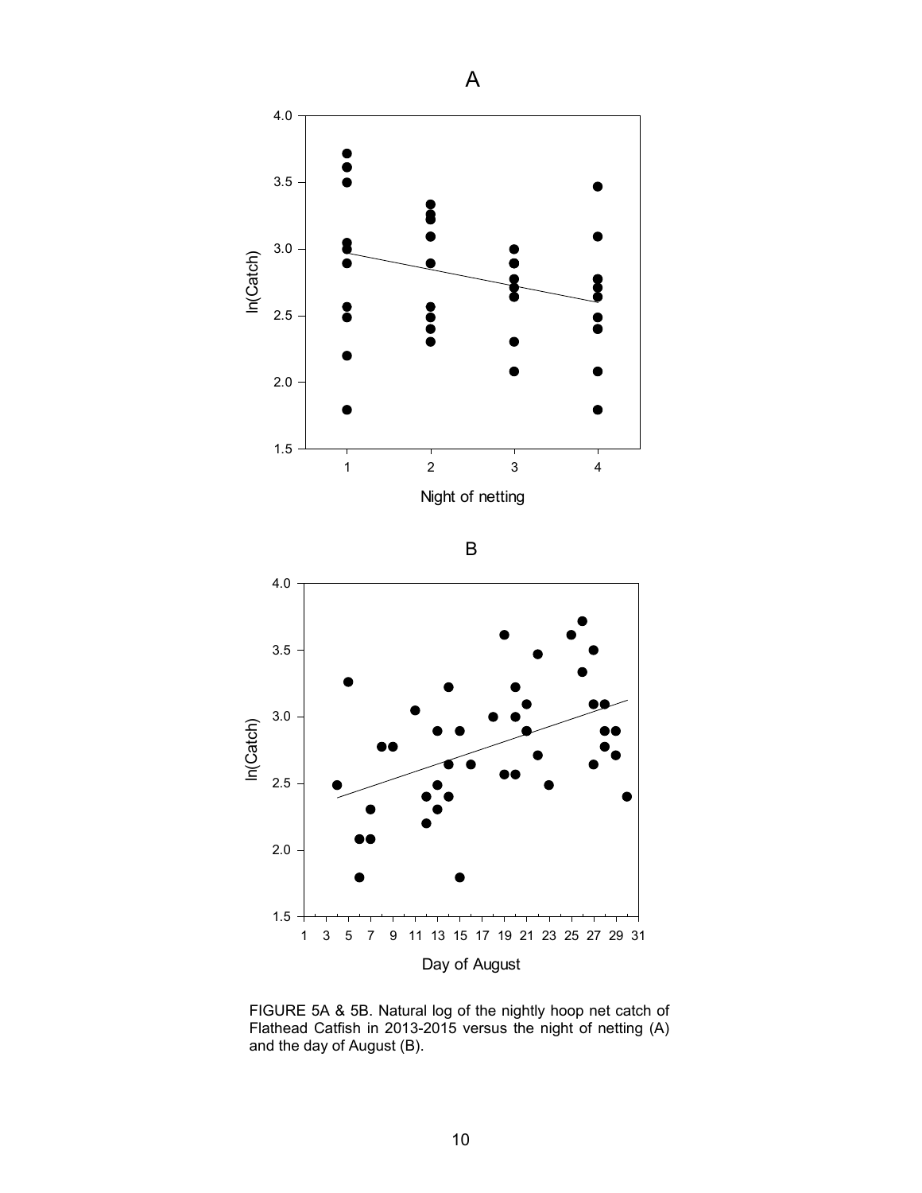FIGURE 5A & 5B. Natural log of the nightly hoop net catch of Flathead Catfish in 2013-2015 versus the night of netting (A) and the day of August (B).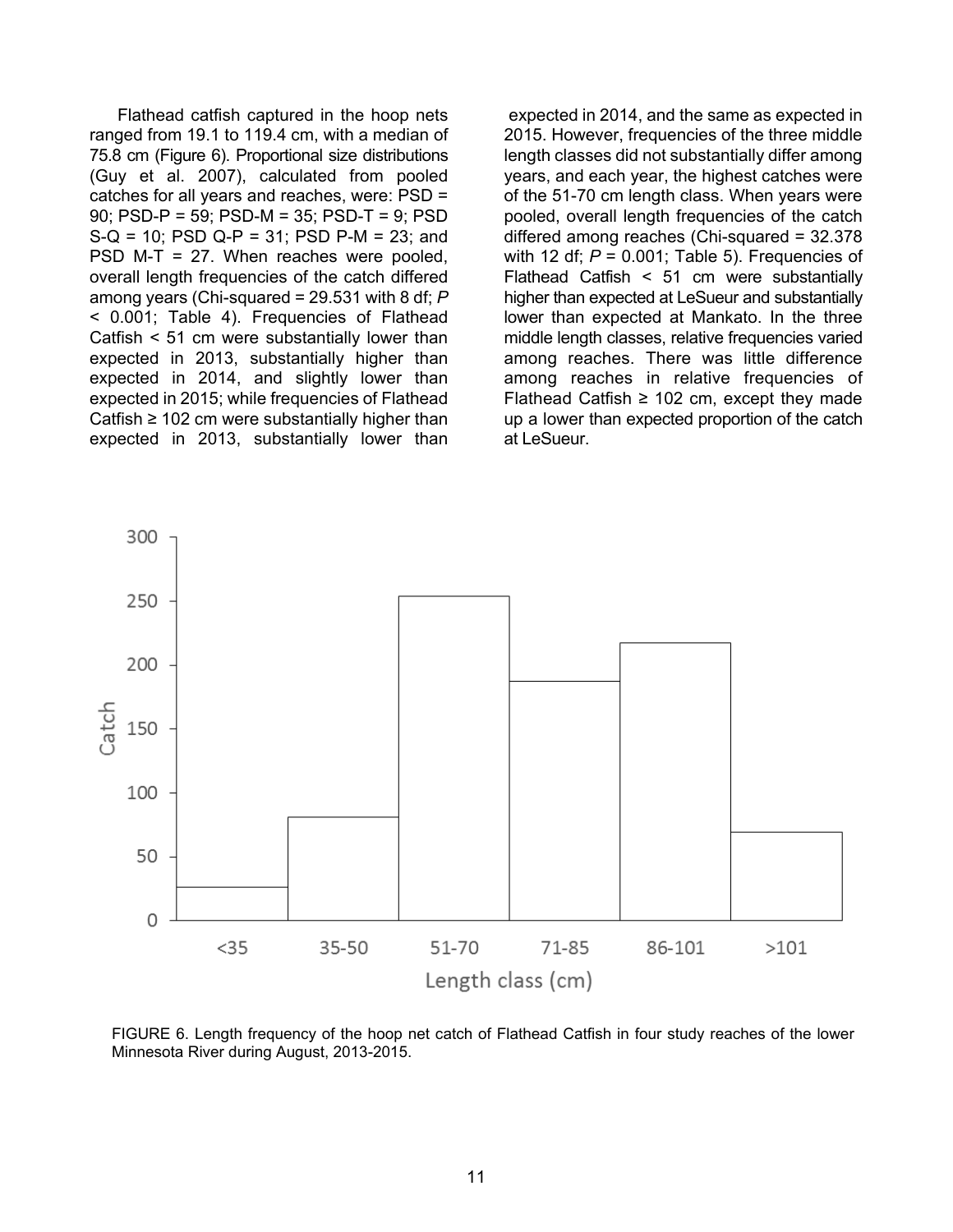Flathead catfish captured in the hoop nets ranged from 19.1 to 119.4 cm, with a median of 75.8 cm (Figure 6). Proportional size distributions (Guy et al. 2007), calculated from pooled catches for all years and reaches, were: PSD = 90; PSD-P = 59; PSD-M = 35; PSD-T = 9; PSD S-Q = 10; PSD Q-P = 31; PSD P-M = 23; and PSD M-T = 27. When reaches were pooled, overall length frequencies of the catch differed among years (Chi-squared = 29.531 with 8 df; $P < 0.001$; Table 4). Frequencies of Flathead Catfish < 51 cm were substantially lower than expected in 2013, substantially higher than expected in 2014, and slightly lower than expected in 2015; while frequencies of Flathead Catfish ≥ 102 cm were substantially higher than expected in 2013, substantially lower than expected in 2014, and the same as expected in 2015. However, frequencies of the three middle length classes did not substantially differ among years, and each year, the highest catches were of the 51-70 cm length class. When years were pooled, overall length frequencies of the catch differed among reaches (Chi-squared = 32.378 with 12 df; $P = 0.001$; Table 5). Frequencies of Flathead Catfish < 51 cm were substantially higher than expected at LeSueur and substantially lower than expected at Mankato. In the three middle length classes, relative frequencies varied among reaches. There was little difference among reaches in relative frequencies of Flathead Catfish ≥ 102 cm, except they made up a lower than expected proportion of the catch at LeSueur.

FIGURE 6. Length frequency of the hoop net catch of Flathead Catfish in four study reaches of the lower Minnesota River during August, 2013-2015.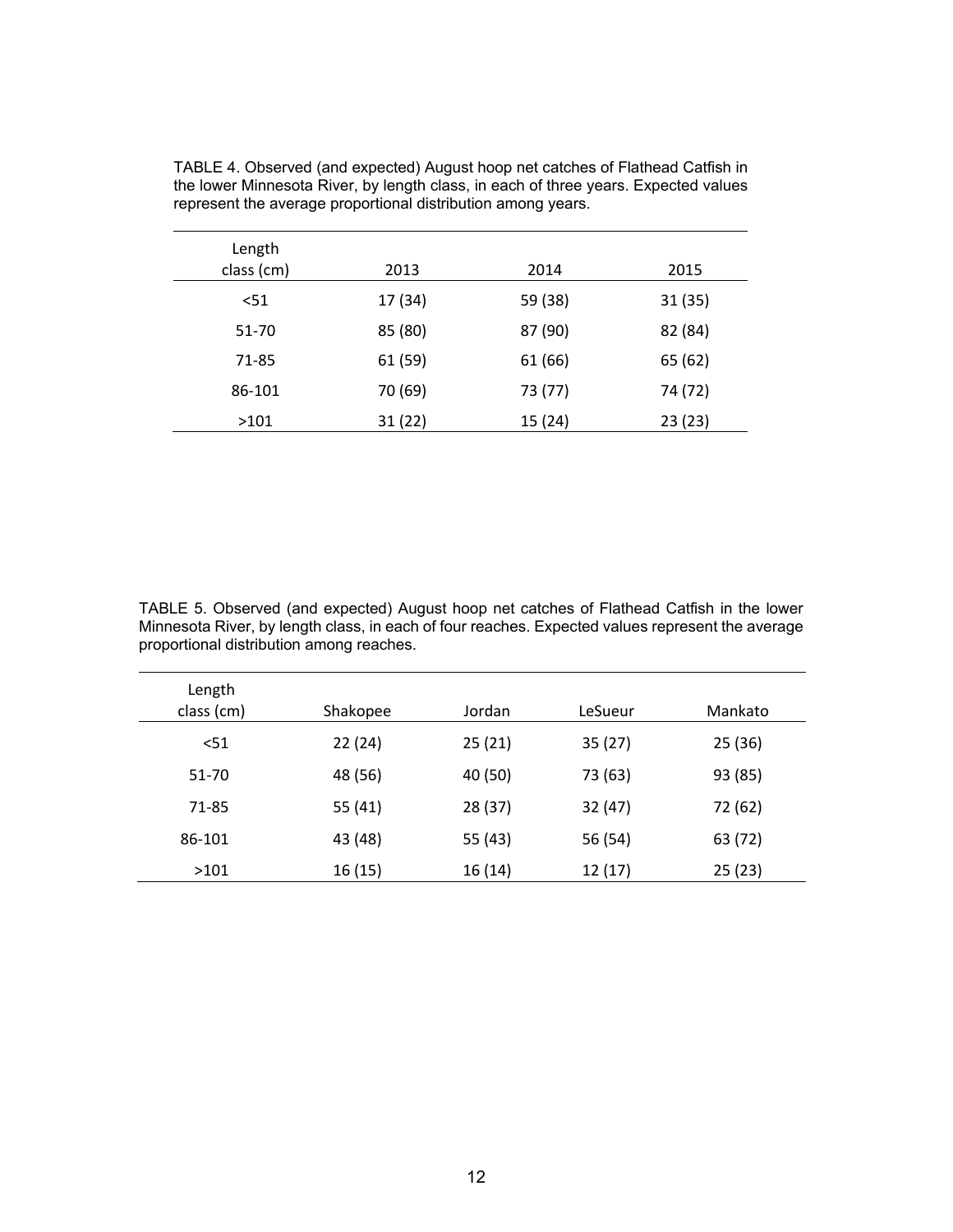TABLE 4. Observed (and expected) August hoop net catches of Flathead Catfish in the lower Minnesota River, by length class, in each of three years. Expected values represent the average proportional distribution among years.

| Length class (cm) | 2013 | 2014 | 2015 |
|---|---|---|---|
| <51 | 17 (34) | 59 (38) | 31 (35) |
| 51-70 | 85 (80) | 87 (90) | 82 (84) |
| 71-85 | 61 (59) | 61 (66) | 65 (62) |
| 86-101 | 70 (69) | 73 (77) | 74 (72) |
| >101 | 31 (22) | 15 (24) | 23 (23) |

TABLE 5. Observed (and expected) August hoop net catches of Flathead Catfish in the lower Minnesota River, by length class, in each of four reaches. Expected values represent the average proportional distribution among reaches.

| Length class (cm) | Shakopee | Jordan | LeSueur | Mankato |
|---|---|---|---|---|
| <51 | 22 (24) | 25 (21) | 35 (27) | 25 (36) |
| 51-70 | 48 (56) | 40 (50) | 73 (63) | 93 (85) |
| 71-85 | 55 (41) | 28 (37) | 32 (47) | 72 (62) |
| 86-101 | 43 (48) | 55 (43) | 56 (54) | 63 (72) |
| >101 | 16 (15) | 16 (14) | 12 (17) | 25 (23) |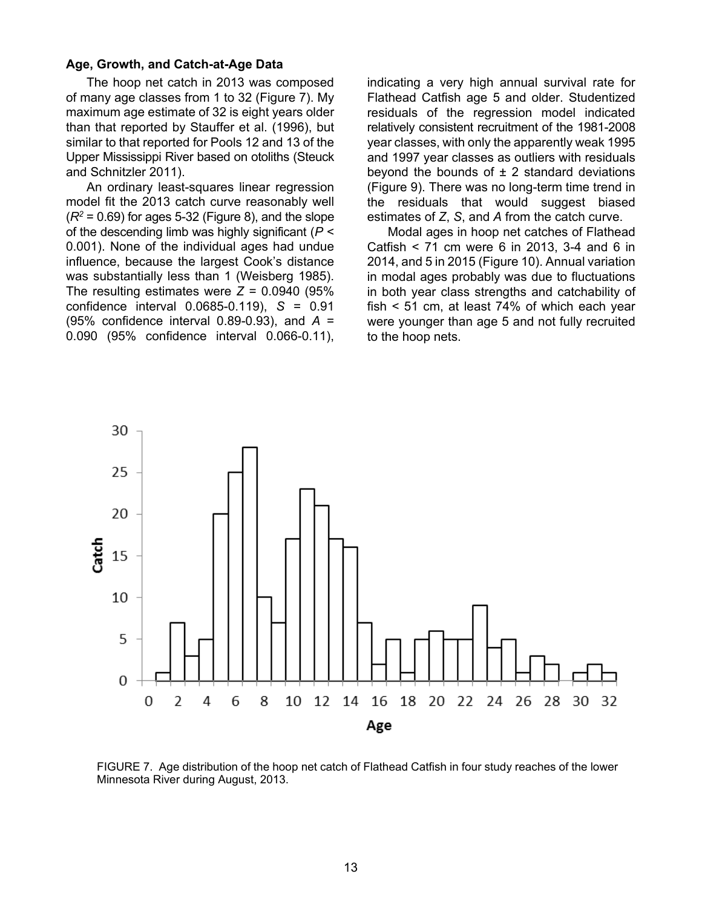**Age, Growth, and Catch-at-Age Data**

The hoop net catch in 2013 was composed of many age classes from 1 to 32 (Figure 7). My maximum age estimate of 32 is eight years older than that reported by Stauffer et al. (1996), but similar to that reported for Pools 12 and 13 of the Upper Mississippi River based on otoliths (Steuck and Schnitzler 2011).

An ordinary least-squares linear regression model fit the 2013 catch curve reasonably well ($R^2$ = 0.69) for ages 5-32 (Figure 8), and the slope of the descending limb was highly significant ($P <$ 0.001). None of the individual ages had undue influence, because the largest Cook's distance was substantially less than 1 (Weisberg 1985). The resulting estimates were $Z$ = 0.0940 (95% confidence interval 0.0685-0.119), $S$ = 0.91 (95% confidence interval 0.89-0.93), and $A$ = 0.090 (95% confidence interval 0.066-0.11), indicating a very high annual survival rate for Flathead Catfish age 5 and older. Studentized residuals of the regression model indicated relatively consistent recruitment of the 1981-2008 year classes, with only the apparently weak 1995 and 1997 year classes as outliers with residuals beyond the bounds of ± 2 standard deviations (Figure 9). There was no long-term time trend in the residuals that would suggest biased estimates of $Z$, $S$, and $A$ from the catch curve.

Modal ages in hoop net catches of Flathead Catfish < 71 cm were 6 in 2013, 3-4 and 6 in 2014, and 5 in 2015 (Figure 10). Annual variation in modal ages probably was due to fluctuations in both year class strengths and catchability of fish < 51 cm, at least 74% of which each year were younger than age 5 and not fully recruited to the hoop nets.

FIGURE 7. Age distribution of the hoop net catch of Flathead Catfish in four study reaches of the lower Minnesota River during August, 2013.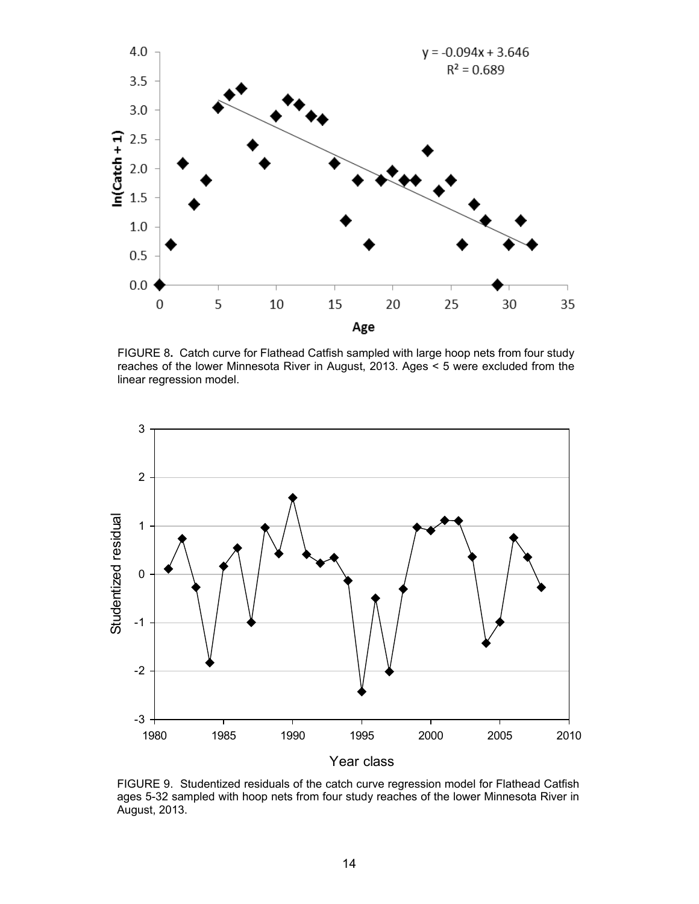FIGURE 8. Catch curve for Flathead Catfish sampled with large hoop nets from four study reaches of the lower Minnesota River in August, 2013. Ages < 5 were excluded from the linear regression model.

FIGURE 9. Studentized residuals of the catch curve regression model for Flathead Catfish ages 5-32 sampled with hoop nets from four study reaches of the lower Minnesota River in August, 2013.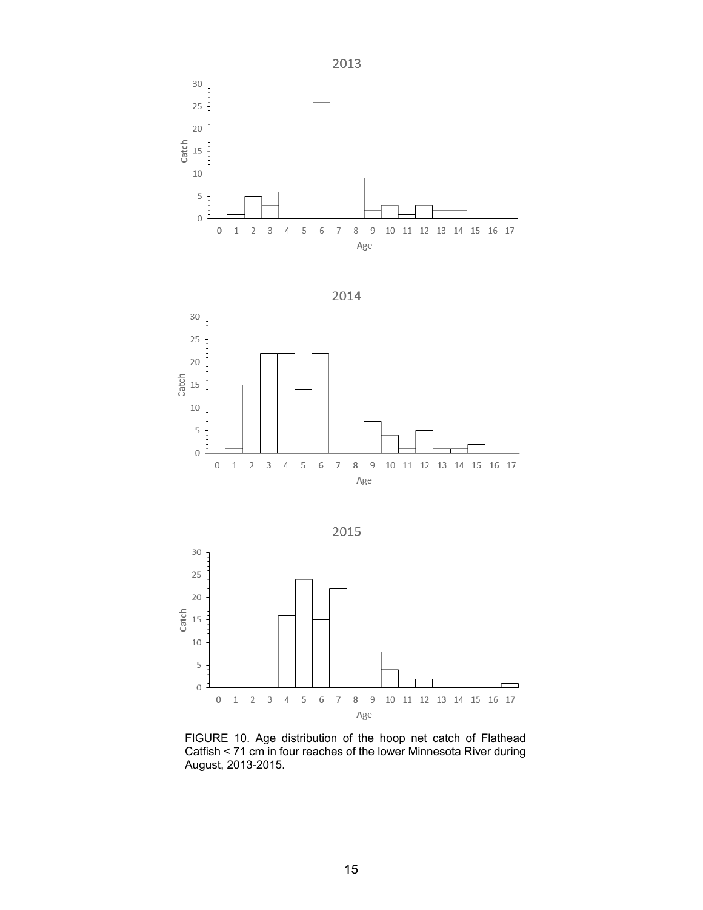FIGURE 10. Age distribution of the hoop net catch of Flathead Catfish < 71 cm in four reaches of the lower Minnesota River during August, 2013-2015.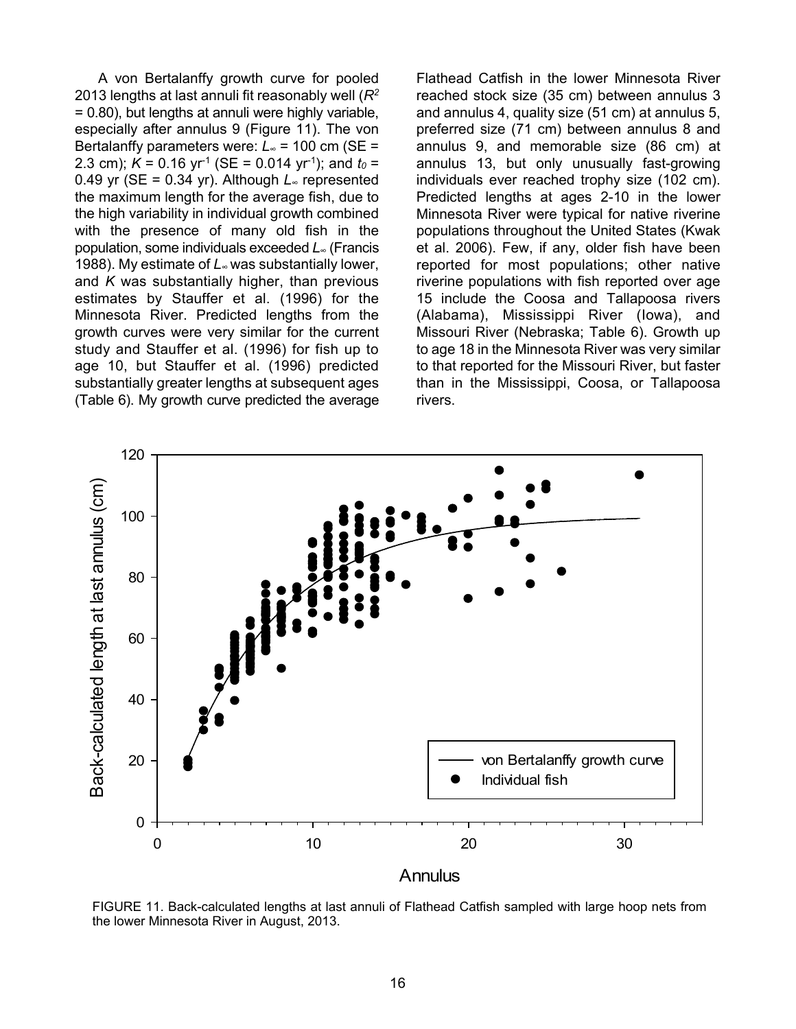A von Bertalanffy growth curve for pooled 2013 lengths at last annuli fit reasonably well ($R^2$ = 0.80), but lengths at annuli were highly variable, especially after annulus 9 (Figure 11). The von Bertalanffy parameters were: $L_\infty$ = 100 cm (SE = 2.3 cm); $K$ = 0.16 yr$^{-1}$ (SE = 0.014 yr$^{-1}$); and $t_0$ = 0.49 yr (SE = 0.34 yr). Although $L_\infty$ represented the maximum length for the average fish, due to the high variability in individual growth combined with the presence of many old fish in the population, some individuals exceeded $L_\infty$ (Francis 1988). My estimate of $L_\infty$ was substantially lower, and $K$ was substantially higher, than previous estimates by Stauffer et al. (1996) for the Minnesota River. Predicted lengths from the growth curves were very similar for the current study and Stauffer et al. (1996) for fish up to age 10, but Stauffer et al. (1996) predicted substantially greater lengths at subsequent ages (Table 6). My growth curve predicted the average Flathead Catfish in the lower Minnesota River reached stock size (35 cm) between annulus 3 and annulus 4, quality size (51 cm) at annulus 5, preferred size (71 cm) between annulus 8 and annulus 9, and memorable size (86 cm) at annulus 13, but only unusually fast-growing individuals ever reached trophy size (102 cm). Predicted lengths at ages 2-10 in the lower Minnesota River were typical for native riverine populations throughout the United States (Kwak et al. 2006). Few, if any, older fish have been reported for most populations; other native riverine populations with fish reported over age 15 include the Coosa and Tallapoosa rivers (Alabama), Mississippi River (Iowa), and Missouri River (Nebraska; Table 6). Growth up to age 18 in the Minnesota River was very similar to that reported for the Missouri River, but faster than in the Mississippi, Coosa, or Tallapoosa rivers.

FIGURE 11. Back-calculated lengths at last annuli of Flathead Catfish sampled with large hoop nets from the lower Minnesota River in August, 2013.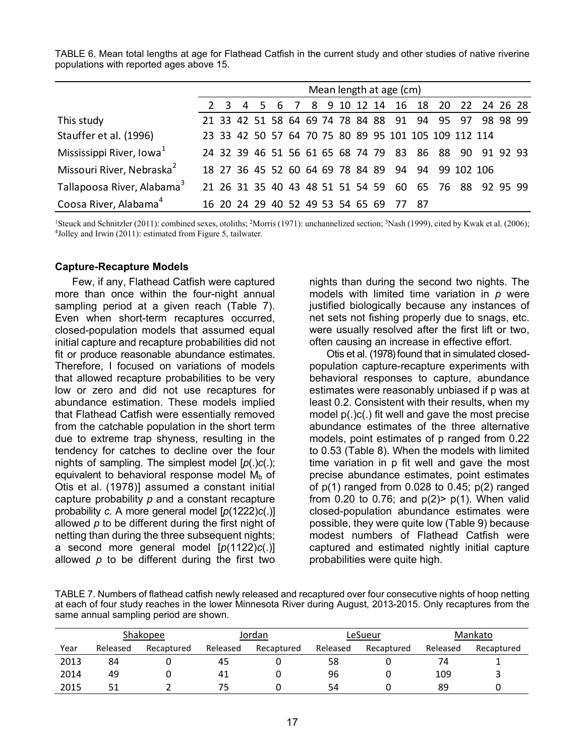TABLE 6. Mean total lengths at age for Flathead Catfish in the current study and other studies of native riverine populations with reported ages above 15.

| | Mean length at age (cm) | | | | | | | | | | | | | | | | | |
|---|---|---|---|---|---|---|---|---|---|---|---|---|---|---|---|---|---|---|
| | 2 | 3 | 4 | 5 | 6 | 7 | 8 | 9 | 10 | 12 | 14 | 16 | 18 | 20 | 22 | 24 | 26 | 28 |
| This study | 21 | 33 | 42 | 51 | 58 | 64 | 69 | 74 | 78 | 84 | 88 | 91 | 94 | 95 | 97 | 98 | 98 | 99 |
| Stauffer et al. (1996) | 23 | 33 | 42 | 50 | 57 | 64 | 70 | 75 | 80 | 89 | 95 | 101 | 105 | 109 | 112 | 114 | | |
| Mississippi River, Iowa[1] | 24 | 32 | 39 | 46 | 51 | 56 | 61 | 65 | 68 | 74 | 79 | 83 | 86 | 88 | 90 | 91 | 92 | 93 |
| Missouri River, Nebraska[2] | 18 | 27 | 36 | 45 | 52 | 60 | 64 | 69 | 78 | 84 | 89 | 94 | 94 | 99 | 102 | 106 | | |
| Tallapoosa River, Alabama[3] | 21 | 26 | 31 | 35 | 40 | 43 | 48 | 51 | 51 | 54 | 59 | 60 | 65 | 76 | 88 | 92 | 95 | 99 |
| Coosa River, Alabama[4] | 16 | 20 | 24 | 29 | 40 | 52 | 49 | 53 | 54 | 65 | 69 | 77 | 87 | | | | | |

[1]Steuck and Schnitzler (2011): combined sexes, otoliths; [2]Morris (1971): unchannelized section; [3]Nash (1999), cited by Kwak et al. (2006); [4]Jolley and Irwin (2011): estimated from Figure 5, tailwater.

### Capture-Recapture Models

Few, if any, Flathead Catfish were captured more than once within the four-night annual sampling period at a given reach (Table 7). Even when short-term recaptures occurred, closed-population models that assumed equal initial capture and recapture probabilities did not fit or produce reasonable abundance estimates. Therefore, I focused on variations of models that allowed recapture probabilities to be very low or zero and did not use recaptures for abundance estimation. These models implied that Flathead Catfish were essentially removed from the catchable population in the short term due to extreme trap shyness, resulting in the tendency for catches to decline over the four nights of sampling. The simplest model [*p*(.)*c*(.); equivalent to behavioral response model $M_b$ of Otis et al. (1978)] assumed a constant initial capture probability *p* and a constant recapture probability *c*. A more general model [*p*(1222)*c*(.)] allowed *p* to be different during the first night of netting than during the three subsequent nights; a second more general model [*p*(1122)*c*(.)] allowed *p* to be different during the first two nights than during the second two nights. The models with limited time variation in *p* were justified biologically because any instances of net sets not fishing properly due to snags, etc. were usually resolved after the first lift or two, often causing an increase in effective effort.

Otis et al. (1978) found that in simulated closed-population capture-recapture experiments with behavioral responses to capture, abundance estimates were reasonably unbiased if p was at least 0.2. Consistent with their results, when my model p(.)c(.) fit well and gave the most precise abundance estimates of the three alternative models, point estimates of p ranged from 0.22 to 0.53 (Table 8). When the models with limited time variation in p fit well and gave the most precise abundance estimates, point estimates of p(1) ranged from 0.028 to 0.45; p(2) ranged from 0.20 to 0.76; and p(2)> p(1). When valid closed-population abundance estimates were possible, they were quite low (Table 9) because modest numbers of Flathead Catfish were captured and estimated nightly initial capture probabilities were quite high.

TABLE 7. Numbers of flathead catfish newly released and recaptured over four consecutive nights of hoop netting at each of four study reaches in the lower Minnesota River during August, 2013-2015. Only recaptures from the same annual sampling period are shown.

| | Shakopee | | Jordan | | LeSueur | | Mankato | |
|---|---|---|---|---|---|---|---|---|
| Year | Released | Recaptured | Released | Recaptured | Released | Recaptured | Released | Recaptured |
| 2013 | 84 | 0 | 45 | 0 | 58 | 0 | 74 | 1 |
| 2014 | 49 | 0 | 41 | 0 | 96 | 0 | 109 | 3 |
| 2015 | 51 | 2 | 75 | 0 | 54 | 0 | 89 | 0 |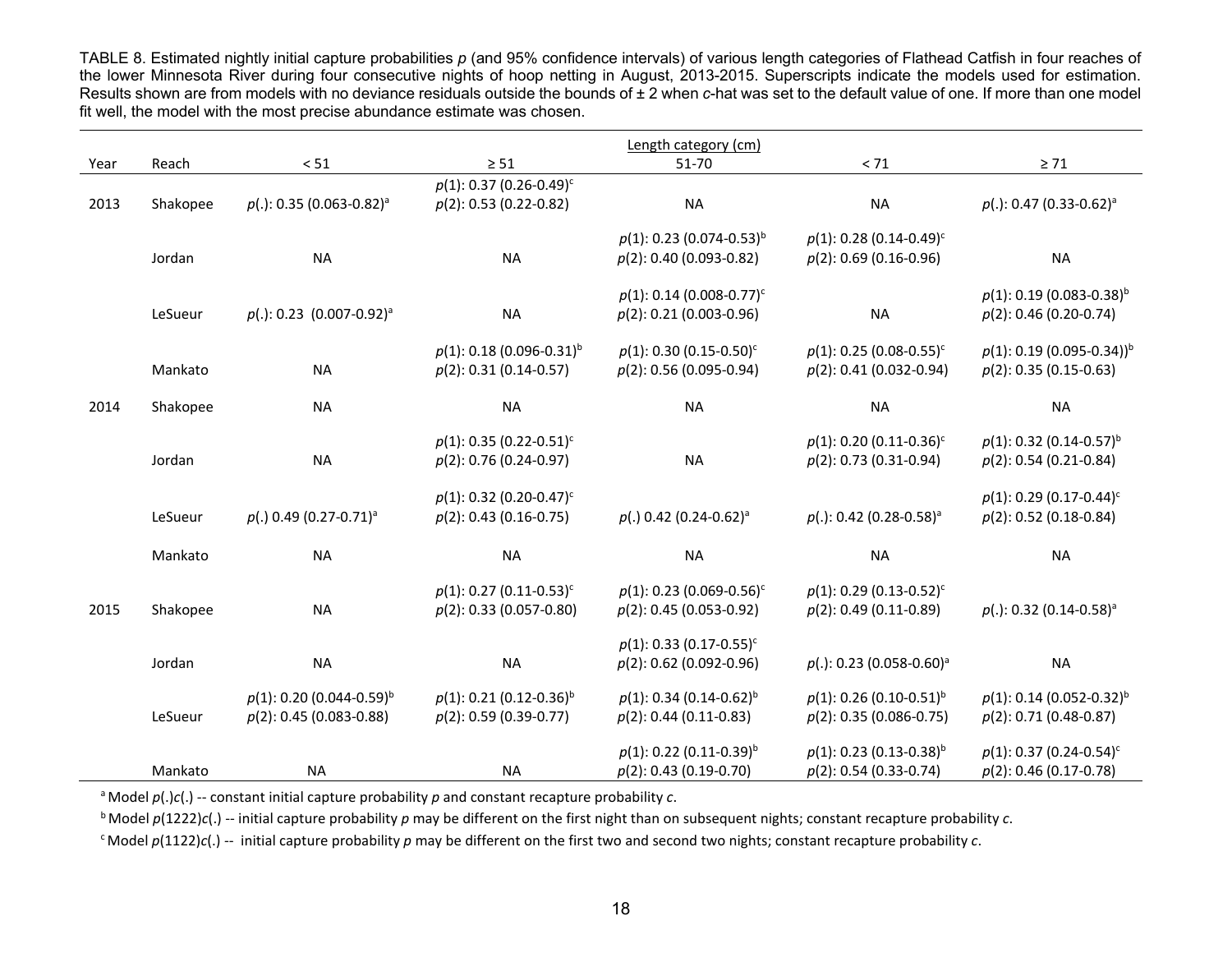TABLE 8. Estimated nightly initial capture probabilities *p* (and 95% confidence intervals) of various length categories of Flathead Catfish in four reaches of the lower Minnesota River during four consecutive nights of hoop netting in August, 2013-2015. Superscripts indicate the models used for estimation. Results shown are from models with no deviance residuals outside the bounds of ± 2 when *c*-hat was set to the default value of one. If more than one model fit well, the model with the most precise abundance estimate was chosen.

| | | Length category (cm) | | | | |
|---|---|---|---|---|---|---|
| Year | Reach | < 51 | ≥ 51 | 51-70 | < 71 | ≥ 71 |
| 2013 | Shakopee | *p*(.): 0.35 (0.063-0.82)[a] | *p*(1): 0.37 (0.26-0.49)[c] *p*(2): 0.53 (0.22-0.82) | NA | NA | *p*(.): 0.47 (0.33-0.62)[a] |
| | Jordan | NA | NA | *p*(1): 0.23 (0.074-0.53)[b] *p*(2): 0.40 (0.093-0.82) | *p*(1): 0.28 (0.14-0.49)[c] *p*(2): 0.69 (0.16-0.96) | NA |
| | LeSueur | *p*(.): 0.23 (0.007-0.92)[a] | NA | *p*(1): 0.14 (0.008-0.77)[c] *p*(2): 0.21 (0.003-0.96) | NA | *p*(1): 0.19 (0.083-0.38)[b] *p*(2): 0.46 (0.20-0.74) |
| | Mankato | NA | *p*(1): 0.18 (0.096-0.31)[b] *p*(2): 0.31 (0.14-0.57) | *p*(1): 0.30 (0.15-0.50)[c] *p*(2): 0.56 (0.095-0.94) | *p*(1): 0.25 (0.08-0.55)[c] *p*(2): 0.41 (0.032-0.94) | *p*(1): 0.19 (0.095-0.34))[b] *p*(2): 0.35 (0.15-0.63) |
| 2014 | Shakopee | NA | NA | NA | NA | NA |
| | Jordan | NA | *p*(1): 0.35 (0.22-0.51)[c] *p*(2): 0.76 (0.24-0.97) | NA | *p*(1): 0.20 (0.11-0.36)[c] *p*(2): 0.73 (0.31-0.94) | *p*(1): 0.32 (0.14-0.57)[b] *p*(2): 0.54 (0.21-0.84) |
| | LeSueur | *p*(.) 0.49 (0.27-0.71)[a] | *p*(1): 0.32 (0.20-0.47)[c] *p*(2): 0.43 (0.16-0.75) | *p*(.) 0.42 (0.24-0.62)[a] | *p*(.): 0.42 (0.28-0.58)[a] | *p*(1): 0.29 (0.17-0.44)[c] *p*(2): 0.52 (0.18-0.84) |
| | Mankato | NA | NA | NA | NA | NA |
| 2015 | Shakopee | NA | *p*(1): 0.27 (0.11-0.53)[c] *p*(2): 0.33 (0.057-0.80) | *p*(1): 0.23 (0.069-0.56)[c] *p*(2): 0.45 (0.053-0.92) | *p*(1): 0.29 (0.13-0.52)[c] *p*(2): 0.49 (0.11-0.89) | *p*(.): 0.32 (0.14-0.58)[a] |
| | Jordan | NA | NA | *p*(1): 0.33 (0.17-0.55)[c] *p*(2): 0.62 (0.092-0.96) | *p*(.): 0.23 (0.058-0.60)[a] | NA |
| | LeSueur | *p*(1): 0.20 (0.044-0.59)[b] *p*(2): 0.45 (0.083-0.88) | *p*(1): 0.21 (0.12-0.36)[b] *p*(2): 0.59 (0.39-0.77) | *p*(1): 0.34 (0.14-0.62)[b] *p*(2): 0.44 (0.11-0.83) | *p*(1): 0.26 (0.10-0.51)[b] *p*(2): 0.35 (0.086-0.75) | *p*(1): 0.14 (0.052-0.32)[b] *p*(2): 0.71 (0.48-0.87) |
| | Mankato | NA | NA | *p*(1): 0.22 (0.11-0.39)[b] *p*(2): 0.43 (0.19-0.70) | *p*(1): 0.23 (0.13-0.38)[b] *p*(2): 0.54 (0.33-0.74) | *p*(1): 0.37 (0.24-0.54)[c] *p*(2): 0.46 (0.17-0.78) |

[a] Model *p*(.)*c*(.) -- constant initial capture probability *p* and constant recapture probability *c*.

[b] Model *p*(1222)*c*(.) -- initial capture probability *p* may be different on the first night than on subsequent nights; constant recapture probability *c*.

[c] Model *p*(1122)*c*(.) -- initial capture probability *p* may be different on the first two and second two nights; constant recapture probability *c*.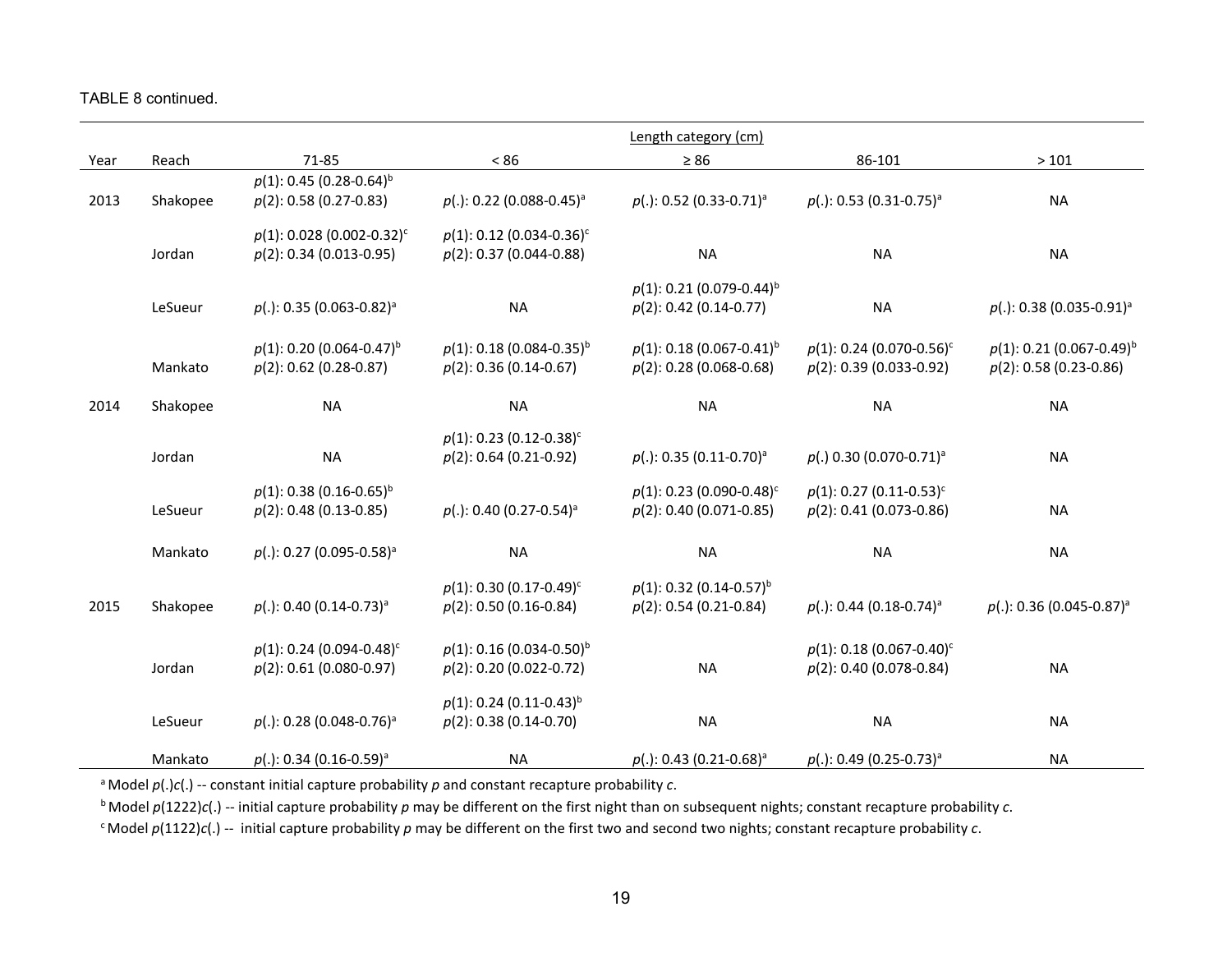TABLE 8 continued.

| Year | Reach | Length category (cm) 71-85 | < 86 | ≥ 86 | 86-101 | > 101 |
|---|---|---|---|---|---|---|
| 2013 | Shakopee | $p(1)$: 0.45 (0.28-0.64)[b] $p(2)$: 0.58 (0.27-0.83) | $p(.)$: 0.22 (0.088-0.45)[a] | $p(.)$: 0.52 (0.33-0.71)[a] | $p(.)$: 0.53 (0.31-0.75)[a] | NA |
| | Jordan | $p(1)$: 0.028 (0.002-0.32)[c] $p(2)$: 0.34 (0.013-0.95) | $p(1)$: 0.12 (0.034-0.36)[c] $p(2)$: 0.37 (0.044-0.88) | NA | NA | NA |
| | LeSueur | $p(.)$: 0.35 (0.063-0.82)[a] | NA | $p(1)$: 0.21 (0.079-0.44)[b] $p(2)$: 0.42 (0.14-0.77) | NA | $p(.)$: 0.38 (0.035-0.91)[a] |
| | Mankato | $p(1)$: 0.20 (0.064-0.47)[b] $p(2)$: 0.62 (0.28-0.87) | $p(1)$: 0.18 (0.084-0.35)[b] $p(2)$: 0.36 (0.14-0.67) | $p(1)$: 0.18 (0.067-0.41)[b] $p(2)$: 0.28 (0.068-0.68) | $p(1)$: 0.24 (0.070-0.56)[c] $p(2)$: 0.39 (0.033-0.92) | $p(1)$: 0.21 (0.067-0.49)[b] $p(2)$: 0.58 (0.23-0.86) |
| 2014 | Shakopee | NA | NA | NA | NA | NA |
| | Jordan | NA | $p(1)$: 0.23 (0.12-0.38)[c] $p(2)$: 0.64 (0.21-0.92) | $p(.)$: 0.35 (0.11-0.70)[a] | $p(.)$ 0.30 (0.070-0.71)[a] | NA |
| | LeSueur | $p(1)$: 0.38 (0.16-0.65)[b] $p(2)$: 0.48 (0.13-0.85) | $p(.)$: 0.40 (0.27-0.54)[a] | $p(1)$: 0.23 (0.090-0.48)[c] $p(2)$: 0.40 (0.071-0.85) | $p(1)$: 0.27 (0.11-0.53)[c] $p(2)$: 0.41 (0.073-0.86) | NA |
| | Mankato | $p(.)$: 0.27 (0.095-0.58)[a] | NA | NA | NA | NA |
| 2015 | Shakopee | $p(.)$: 0.40 (0.14-0.73)[a] | $p(1)$: 0.30 (0.17-0.49)[c] $p(2)$: 0.50 (0.16-0.84) | $p(1)$: 0.32 (0.14-0.57)[b] $p(2)$: 0.54 (0.21-0.84) | $p(.)$: 0.44 (0.18-0.74)[a] | $p(.)$: 0.36 (0.045-0.87)[a] |
| | Jordan | $p(1)$: 0.24 (0.094-0.48)[c] $p(2)$: 0.61 (0.080-0.97) | $p(1)$: 0.16 (0.034-0.50)[b] $p(2)$: 0.20 (0.022-0.72) | NA | $p(1)$: 0.18 (0.067-0.40)[c] $p(2)$: 0.40 (0.078-0.84) | NA |
| | LeSueur | $p(.)$: 0.28 (0.048-0.76)[a] | $p(1)$: 0.24 (0.11-0.43)[b] $p(2)$: 0.38 (0.14-0.70) | NA | NA | NA |
| | Mankato | $p(.)$: 0.34 (0.16-0.59)[a] | NA | $p(.)$: 0.43 (0.21-0.68)[a] | $p(.)$: 0.49 (0.25-0.73)[a] | NA |

[a] Model $p(.)c(.)$ -- constant initial capture probability $p$ and constant recapture probability $c$.

[b] Model $p(1222)c(.)$ -- initial capture probability $p$ may be different on the first night than on subsequent nights; constant recapture probability $c$.

[c] Model $p(1122)c(.)$ -- initial capture probability $p$ may be different on the first two and second two nights; constant recapture probability $c$.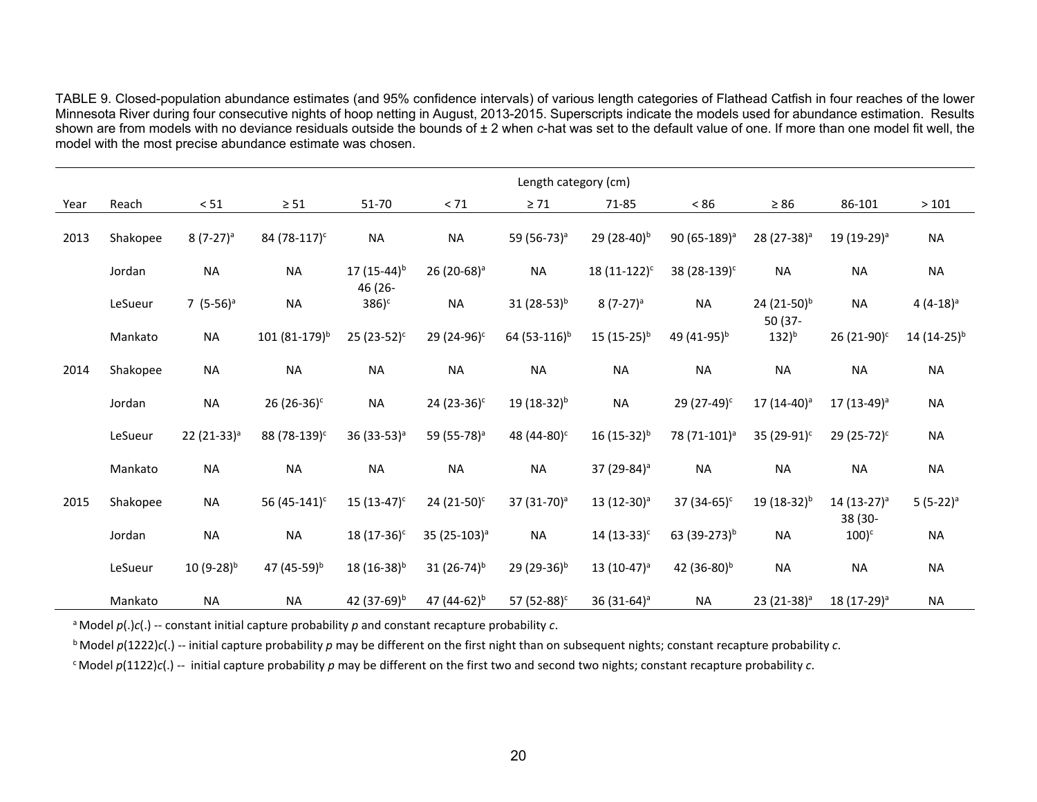TABLE 9. Closed-population abundance estimates (and 95% confidence intervals) of various length categories of Flathead Catfish in four reaches of the lower Minnesota River during four consecutive nights of hoop netting in August, 2013-2015. Superscripts indicate the models used for abundance estimation. Results shown are from models with no deviance residuals outside the bounds of ± 2 when *c*-hat was set to the default value of one. If more than one model fit well, the model with the most precise abundance estimate was chosen.

| | | Length category (cm) | | | | | | | | | |
|---|---|---|---|---|---|---|---|---|---|---|---|
| Year | Reach | < 51 | ≥ 51 | 51-70 | < 71 | ≥ 71 | 71-85 | < 86 | ≥ 86 | 86-101 | > 101 |
| 2013 | Shakopee | 8 (7-27)[a] | 84 (78-117)[c] | NA | NA | 59 (56-73)[a] | 29 (28-40)[b] | 90 (65-189)[a] | 28 (27-38)[a] | 19 (19-29)[a] | NA |
| | Jordan | NA | NA | 17 (15-44)[b] | 26 (20-68)[a] | NA | 18 (11-122)[c] | 38 (28-139)[c] | NA | NA | NA |
| | LeSueur | 7 (5-56)[a] | NA | 46 (26-386)[c] | NA | 31 (28-53)[b] | 8 (7-27)[a] | NA | 24 (21-50)[b] | NA | 4 (4-18)[a] |
| | Mankato | NA | 101 (81-179)[b] | 25 (23-52)[c] | 29 (24-96)[c] | 64 (53-116)[b] | 15 (15-25)[b] | 49 (41-95)[b] | 50 (37-132)[b] | 26 (21-90)[c] | 14 (14-25)[b] |
| 2014 | Shakopee | NA | NA | NA | NA | NA | NA | NA | NA | NA | NA |
| | Jordan | NA | 26 (26-36)[c] | NA | 24 (23-36)[c] | 19 (18-32)[b] | NA | 29 (27-49)[c] | 17 (14-40)[a] | 17 (13-49)[a] | NA |
| | LeSueur | 22 (21-33)[a] | 88 (78-139)[c] | 36 (33-53)[a] | 59 (55-78)[a] | 48 (44-80)[c] | 16 (15-32)[b] | 78 (71-101)[a] | 35 (29-91)[c] | 29 (25-72)[c] | NA |
| | Mankato | NA | NA | NA | NA | NA | 37 (29-84)[a] | NA | NA | NA | NA |
| 2015 | Shakopee | NA | 56 (45-141)[c] | 15 (13-47)[c] | 24 (21-50)[c] | 37 (31-70)[a] | 13 (12-30)[a] | 37 (34-65)[c] | 19 (18-32)[b] | 14 (13-27)[a] | 5 (5-22)[a] |
| | Jordan | NA | NA | 18 (17-36)[c] | 35 (25-103)[a] | NA | 14 (13-33)[c] | 63 (39-273)[b] | NA | 38 (30-100)[c] | NA |
| | LeSueur | 10 (9-28)[b] | 47 (45-59)[b] | 18 (16-38)[b] | 31 (26-74)[b] | 29 (29-36)[b] | 13 (10-47)[a] | 42 (36-80)[b] | NA | NA | NA |
| | Mankato | NA | NA | 42 (37-69)[b] | 47 (44-62)[b] | 57 (52-88)[c] | 36 (31-64)[a] | NA | 23 (21-38)[a] | 18 (17-29)[a] | NA |

[a] Model *p*(.)*c*(.) -- constant initial capture probability *p* and constant recapture probability *c*.

[b] Model *p*(1222)*c*(.) -- initial capture probability *p* may be different on the first night than on subsequent nights; constant recapture probability *c*.

[c] Model *p*(1122)*c*(.) -- initial capture probability *p* may be different on the first two and second two nights; constant recapture probability *c*.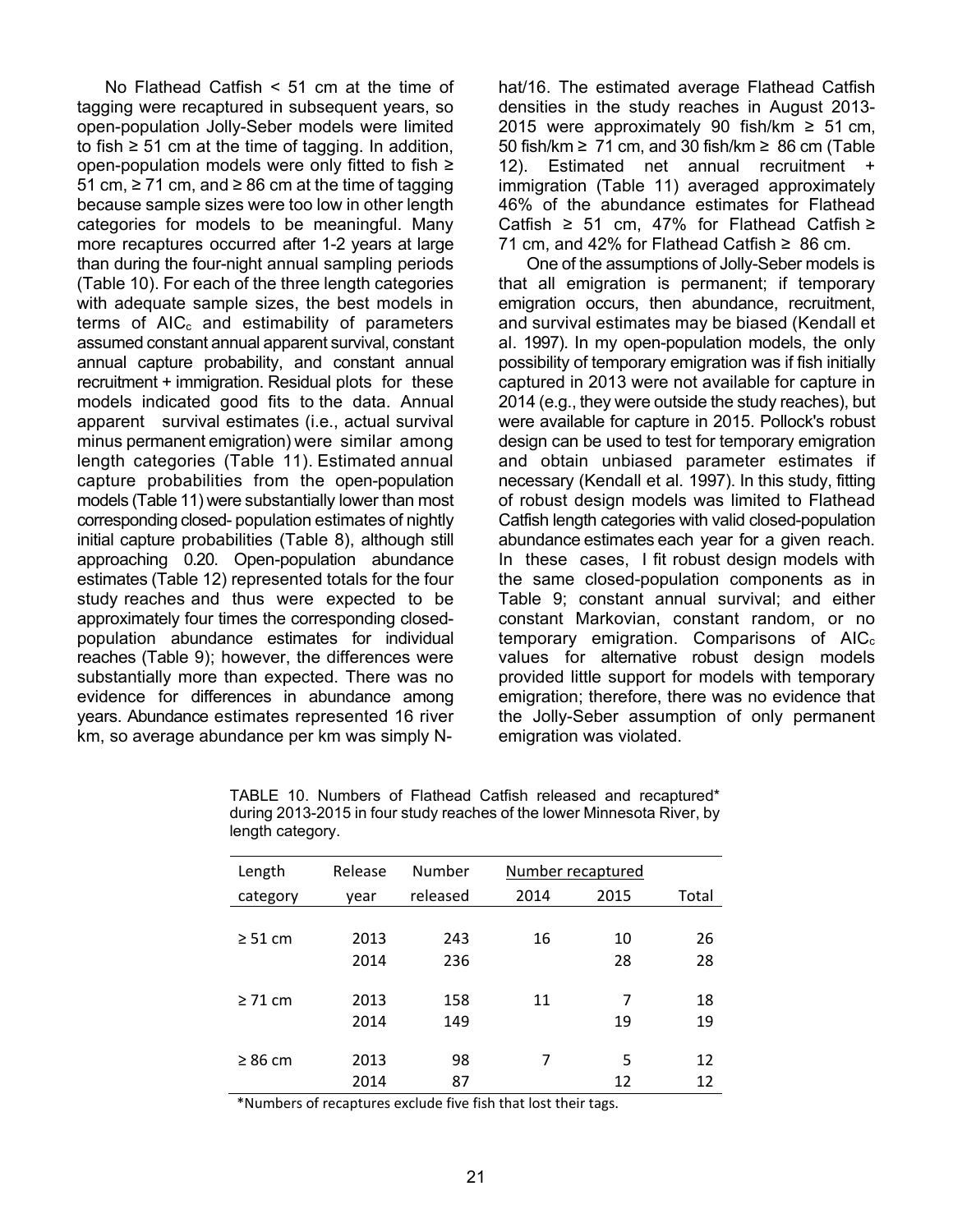No Flathead Catfish < 51 cm at the time of tagging were recaptured in subsequent years, so open-population Jolly-Seber models were limited to fish ≥ 51 cm at the time of tagging. In addition, open-population models were only fitted to fish ≥ 51 cm, ≥ 71 cm, and ≥ 86 cm at the time of tagging because sample sizes were too low in other length categories for models to be meaningful. Many more recaptures occurred after 1-2 years at large than during the four-night annual sampling periods (Table 10). For each of the three length categories with adequate sample sizes, the best models in terms of $AIC_c$ and estimability of parameters assumed constant annual apparent survival, constant annual capture probability, and constant annual recruitment + immigration. Residual plots for these models indicated good fits to the data. Annual apparent survival estimates (i.e., actual survival minus permanent emigration) were similar among length categories (Table 11). Estimated annual capture probabilities from the open-population models (Table 11) were substantially lower than most corresponding closed- population estimates of nightly initial capture probabilities (Table 8), although still approaching 0.20. Open-population abundance estimates (Table 12) represented totals for the four study reaches and thus were expected to be approximately four times the corresponding closed-population abundance estimates for individual reaches (Table 9); however, the differences were substantially more than expected. There was no evidence for differences in abundance among years. Abundance estimates represented 16 river km, so average abundance per km was simply N-hat/16. The estimated average Flathead Catfish densities in the study reaches in August 2013-2015 were approximately 90 fish/km ≥ 51 cm, 50 fish/km ≥ 71 cm, and 30 fish/km ≥ 86 cm (Table 12). Estimated net annual recruitment + immigration (Table 11) averaged approximately 46% of the abundance estimates for Flathead Catfish ≥ 51 cm, 47% for Flathead Catfish ≥ 71 cm, and 42% for Flathead Catfish ≥ 86 cm.

One of the assumptions of Jolly-Seber models is that all emigration is permanent; if temporary emigration occurs, then abundance, recruitment, and survival estimates may be biased (Kendall et al. 1997). In my open-population models, the only possibility of temporary emigration was if fish initially captured in 2013 were not available for capture in 2014 (e.g., they were outside the study reaches), but were available for capture in 2015. Pollock's robust design can be used to test for temporary emigration and obtain unbiased parameter estimates if necessary (Kendall et al. 1997). In this study, fitting of robust design models was limited to Flathead Catfish length categories with valid closed-population abundance estimates each year for a given reach. In these cases, I fit robust design models with the same closed-population components as in Table 9; constant annual survival; and either constant Markovian, constant random, or no temporary emigration. Comparisons of $AIC_c$ values for alternative robust design models provided little support for models with temporary emigration; therefore, there was no evidence that the Jolly-Seber assumption of only permanent emigration was violated.

TABLE 10. Numbers of Flathead Catfish released and recaptured* during 2013-2015 in four study reaches of the lower Minnesota River, by length category.

| Length category | Release year | Number released | Number recaptured 2014 | Number recaptured 2015 | Total |
|---|---|---|---|---|---|
| ≥ 51 cm | 2013 | 243 | 16 | 10 | 26 |
| | 2014 | 236 | | 28 | 28 |
| ≥ 71 cm | 2013 | 158 | 11 | 7 | 18 |
| | 2014 | 149 | | 19 | 19 |
| ≥ 86 cm | 2013 | 98 | 7 | 5 | 12 |
| | 2014 | 87 | | 12 | 12 |

*Numbers of recaptures exclude five fish that lost their tags.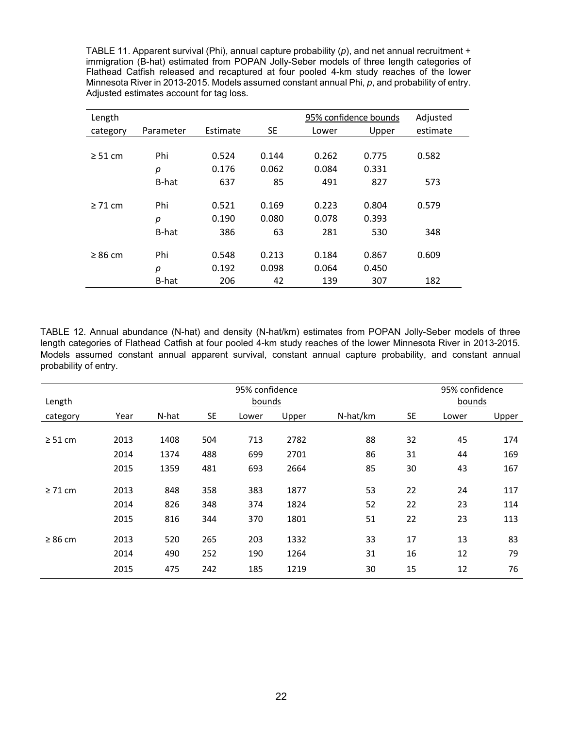TABLE 11. Apparent survival (Phi), annual capture probability ($p$), and net annual recruitment + immigration (B-hat) estimated from POPAN Jolly-Seber models of three length categories of Flathead Catfish released and recaptured at four pooled 4-km study reaches of the lower Minnesota River in 2013-2015. Models assumed constant annual Phi, $p$, and probability of entry. Adjusted estimates account for tag loss.

| Length category | Parameter | Estimate | SE | 95% confidence bounds Lower | 95% confidence bounds Upper | Adjusted estimate |
|---|---|---|---|---|---|---|
| ≥ 51 cm | Phi | 0.524 | 0.144 | 0.262 | 0.775 | 0.582 |
| | $p$ | 0.176 | 0.062 | 0.084 | 0.331 | |
| | B-hat | 637 | 85 | 491 | 827 | 573 |
| ≥ 71 cm | Phi | 0.521 | 0.169 | 0.223 | 0.804 | 0.579 |
| | $p$ | 0.190 | 0.080 | 0.078 | 0.393 | |
| | B-hat | 386 | 63 | 281 | 530 | 348 |
| ≥ 86 cm | Phi | 0.548 | 0.213 | 0.184 | 0.867 | 0.609 |
| | $p$ | 0.192 | 0.098 | 0.064 | 0.450 | |
| | B-hat | 206 | 42 | 139 | 307 | 182 |

TABLE 12. Annual abundance (N-hat) and density (N-hat/km) estimates from POPAN Jolly-Seber models of three length categories of Flathead Catfish at four pooled 4-km study reaches of the lower Minnesota River in 2013-2015. Models assumed constant annual apparent survival, constant annual capture probability, and constant annual probability of entry.

| Length category | Year | N-hat | SE | 95% confidence bounds Lower | 95% confidence bounds Upper | N-hat/km | SE | 95% confidence bounds Lower | 95% confidence bounds Upper |
|---|---|---|---|---|---|---|---|---|---|
| ≥ 51 cm | 2013 | 1408 | 504 | 713 | 2782 | 88 | 32 | 45 | 174 |
| | 2014 | 1374 | 488 | 699 | 2701 | 86 | 31 | 44 | 169 |
| | 2015 | 1359 | 481 | 693 | 2664 | 85 | 30 | 43 | 167 |
| ≥ 71 cm | 2013 | 848 | 358 | 383 | 1877 | 53 | 22 | 24 | 117 |
| | 2014 | 826 | 348 | 374 | 1824 | 52 | 22 | 23 | 114 |
| | 2015 | 816 | 344 | 370 | 1801 | 51 | 22 | 23 | 113 |
| ≥ 86 cm | 2013 | 520 | 265 | 203 | 1332 | 33 | 17 | 13 | 83 |
| | 2014 | 490 | 252 | 190 | 1264 | 31 | 16 | 12 | 79 |
| | 2015 | 475 | 242 | 185 | 1219 | 30 | 15 | 12 | 76 |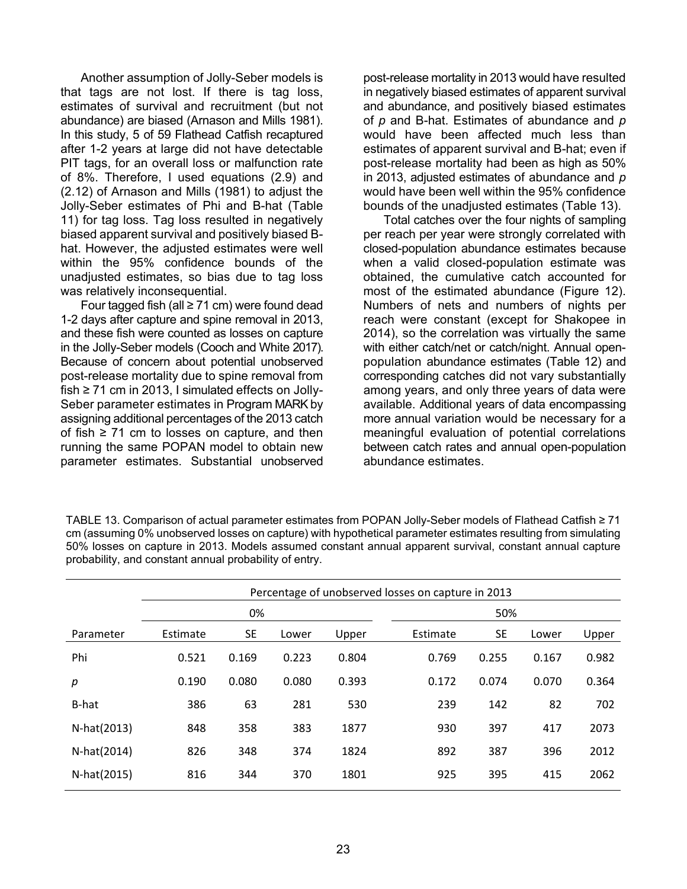Another assumption of Jolly-Seber models is that tags are not lost. If there is tag loss, estimates of survival and recruitment (but not abundance) are biased (Arnason and Mills 1981). In this study, 5 of 59 Flathead Catfish recaptured after 1-2 years at large did not have detectable PIT tags, for an overall loss or malfunction rate of 8%. Therefore, I used equations (2.9) and (2.12) of Arnason and Mills (1981) to adjust the Jolly-Seber estimates of Phi and B-hat (Table 11) for tag loss. Tag loss resulted in negatively biased apparent survival and positively biased B-hat. However, the adjusted estimates were well within the 95% confidence bounds of the unadjusted estimates, so bias due to tag loss was relatively inconsequential.

Four tagged fish (all ≥ 71 cm) were found dead 1-2 days after capture and spine removal in 2013, and these fish were counted as losses on capture in the Jolly-Seber models (Cooch and White 2017). Because of concern about potential unobserved post-release mortality due to spine removal from fish ≥ 71 cm in 2013, I simulated effects on Jolly-Seber parameter estimates in Program MARK by assigning additional percentages of the 2013 catch of fish ≥ 71 cm to losses on capture, and then running the same POPAN model to obtain new parameter estimates. Substantial unobserved post-release mortality in 2013 would have resulted in negatively biased estimates of apparent survival and abundance, and positively biased estimates of *p* and B-hat. Estimates of abundance and *p* would have been affected much less than estimates of apparent survival and B-hat; even if post-release mortality had been as high as 50% in 2013, adjusted estimates of abundance and *p* would have been well within the 95% confidence bounds of the unadjusted estimates (Table 13).

Total catches over the four nights of sampling per reach per year were strongly correlated with closed-population abundance estimates because when a valid closed-population estimate was obtained, the cumulative catch accounted for most of the estimated abundance (Figure 12). Numbers of nets and numbers of nights per reach were constant (except for Shakopee in 2014), so the correlation was virtually the same with either catch/net or catch/night. Annual open-population abundance estimates (Table 12) and corresponding catches did not vary substantially among years, and only three years of data were available. Additional years of data encompassing more annual variation would be necessary for a meaningful evaluation of potential correlations between catch rates and annual open-population abundance estimates.

TABLE 13. Comparison of actual parameter estimates from POPAN Jolly-Seber models of Flathead Catfish ≥ 71 cm (assuming 0% unobserved losses on capture) with hypothetical parameter estimates resulting from simulating 50% losses on capture in 2013. Models assumed constant annual apparent survival, constant annual capture probability, and constant annual probability of entry.

| | Percentage of unobserved losses on capture in 2013 | | | | | | | |
|---|---|---|---|---|---|---|---|---|
| | 0% | | | | 50% | | | |
| Parameter | Estimate | SE | Lower | Upper | Estimate | SE | Lower | Upper |
| Phi | 0.521 | 0.169 | 0.223 | 0.804 | 0.769 | 0.255 | 0.167 | 0.982 |
| *p* | 0.190 | 0.080 | 0.080 | 0.393 | 0.172 | 0.074 | 0.070 | 0.364 |
| B-hat | 386 | 63 | 281 | 530 | 239 | 142 | 82 | 702 |
| N-hat(2013) | 848 | 358 | 383 | 1877 | 930 | 397 | 417 | 2073 |
| N-hat(2014) | 826 | 348 | 374 | 1824 | 892 | 387 | 396 | 2012 |
| N-hat(2015) | 816 | 344 | 370 | 1801 | 925 | 395 | 415 | 2062 |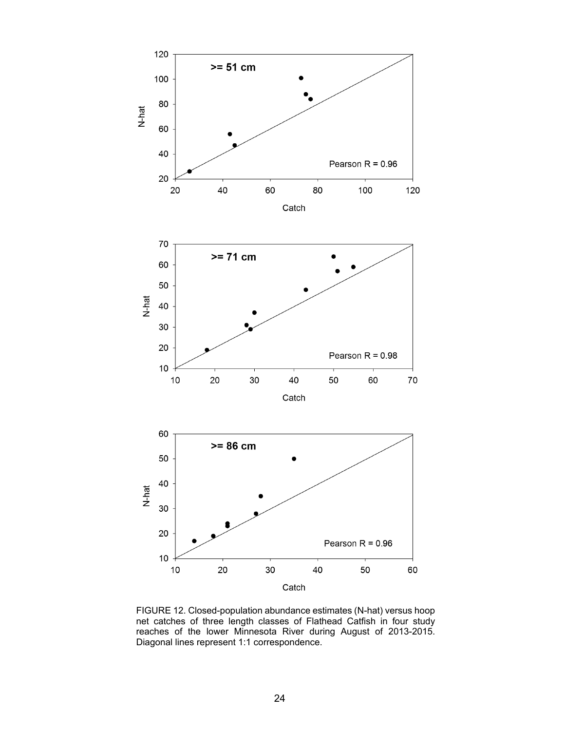FIGURE 12. Closed-population abundance estimates (N-hat) versus hoop net catches of three length classes of Flathead Catfish in four study reaches of the lower Minnesota River during August of 2013-2015. Diagonal lines represent 1:1 correspondence.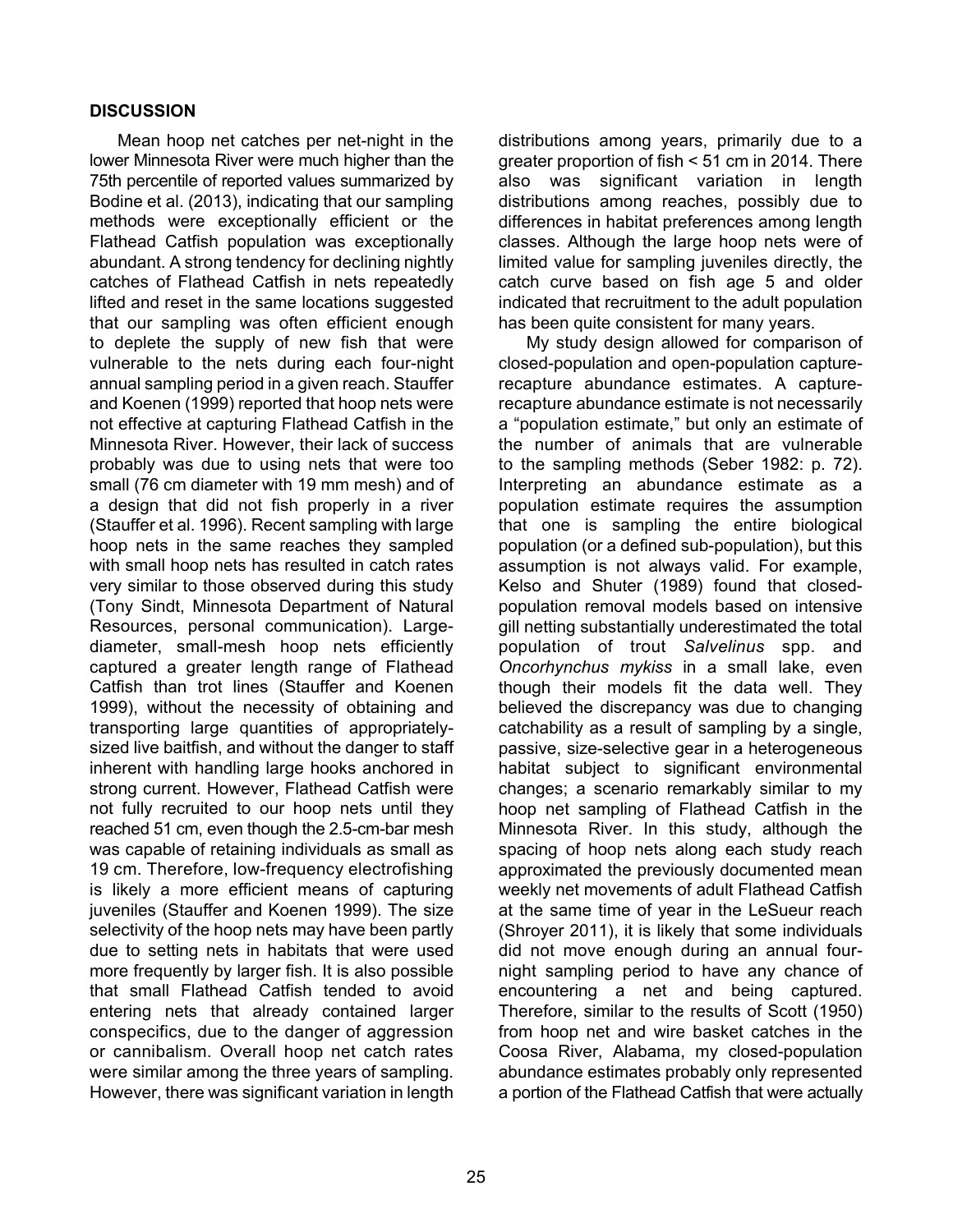## DISCUSSION

Mean hoop net catches per net-night in the lower Minnesota River were much higher than the 75th percentile of reported values summarized by Bodine et al. (2013), indicating that our sampling methods were exceptionally efficient or the Flathead Catfish population was exceptionally abundant. A strong tendency for declining nightly catches of Flathead Catfish in nets repeatedly lifted and reset in the same locations suggested that our sampling was often efficient enough to deplete the supply of new fish that were vulnerable to the nets during each four-night annual sampling period in a given reach. Stauffer and Koenen (1999) reported that hoop nets were not effective at capturing Flathead Catfish in the Minnesota River. However, their lack of success probably was due to using nets that were too small (76 cm diameter with 19 mm mesh) and of a design that did not fish properly in a river (Stauffer et al. 1996). Recent sampling with large hoop nets in the same reaches they sampled with small hoop nets has resulted in catch rates very similar to those observed during this study (Tony Sindt, Minnesota Department of Natural Resources, personal communication). Large-diameter, small-mesh hoop nets efficiently captured a greater length range of Flathead Catfish than trot lines (Stauffer and Koenen 1999), without the necessity of obtaining and transporting large quantities of appropriately-sized live baitfish, and without the danger to staff inherent with handling large hooks anchored in strong current. However, Flathead Catfish were not fully recruited to our hoop nets until they reached 51 cm, even though the 2.5-cm-bar mesh was capable of retaining individuals as small as 19 cm. Therefore, low-frequency electrofishing is likely a more efficient means of capturing juveniles (Stauffer and Koenen 1999). The size selectivity of the hoop nets may have been partly due to setting nets in habitats that were used more frequently by larger fish. It is also possible that small Flathead Catfish tended to avoid entering nets that already contained larger conspecifics, due to the danger of aggression or cannibalism. Overall hoop net catch rates were similar among the three years of sampling. However, there was significant variation in length distributions among years, primarily due to a greater proportion of fish < 51 cm in 2014. There also was significant variation in length distributions among reaches, possibly due to differences in habitat preferences among length classes. Although the large hoop nets were of limited value for sampling juveniles directly, the catch curve based on fish age 5 and older indicated that recruitment to the adult population has been quite consistent for many years.

My study design allowed for comparison of closed-population and open-population capture-recapture abundance estimates. A capture-recapture abundance estimate is not necessarily a "population estimate," but only an estimate of the number of animals that are vulnerable to the sampling methods (Seber 1982: p. 72). Interpreting an abundance estimate as a population estimate requires the assumption that one is sampling the entire biological population (or a defined sub-population), but this assumption is not always valid. For example, Kelso and Shuter (1989) found that closed-population removal models based on intensive gill netting substantially underestimated the total population of trout *Salvelinus* spp. and *Oncorhynchus mykiss* in a small lake, even though their models fit the data well. They believed the discrepancy was due to changing catchability as a result of sampling by a single, passive, size-selective gear in a heterogeneous habitat subject to significant environmental changes; a scenario remarkably similar to my hoop net sampling of Flathead Catfish in the Minnesota River. In this study, although the spacing of hoop nets along each study reach approximated the previously documented mean weekly net movements of adult Flathead Catfish at the same time of year in the LeSueur reach (Shroyer 2011), it is likely that some individuals did not move enough during an annual four-night sampling period to have any chance of encountering a net and being captured. Therefore, similar to the results of Scott (1950) from hoop net and wire basket catches in the Coosa River, Alabama, my closed-population abundance estimates probably only represented a portion of the Flathead Catfish that were actually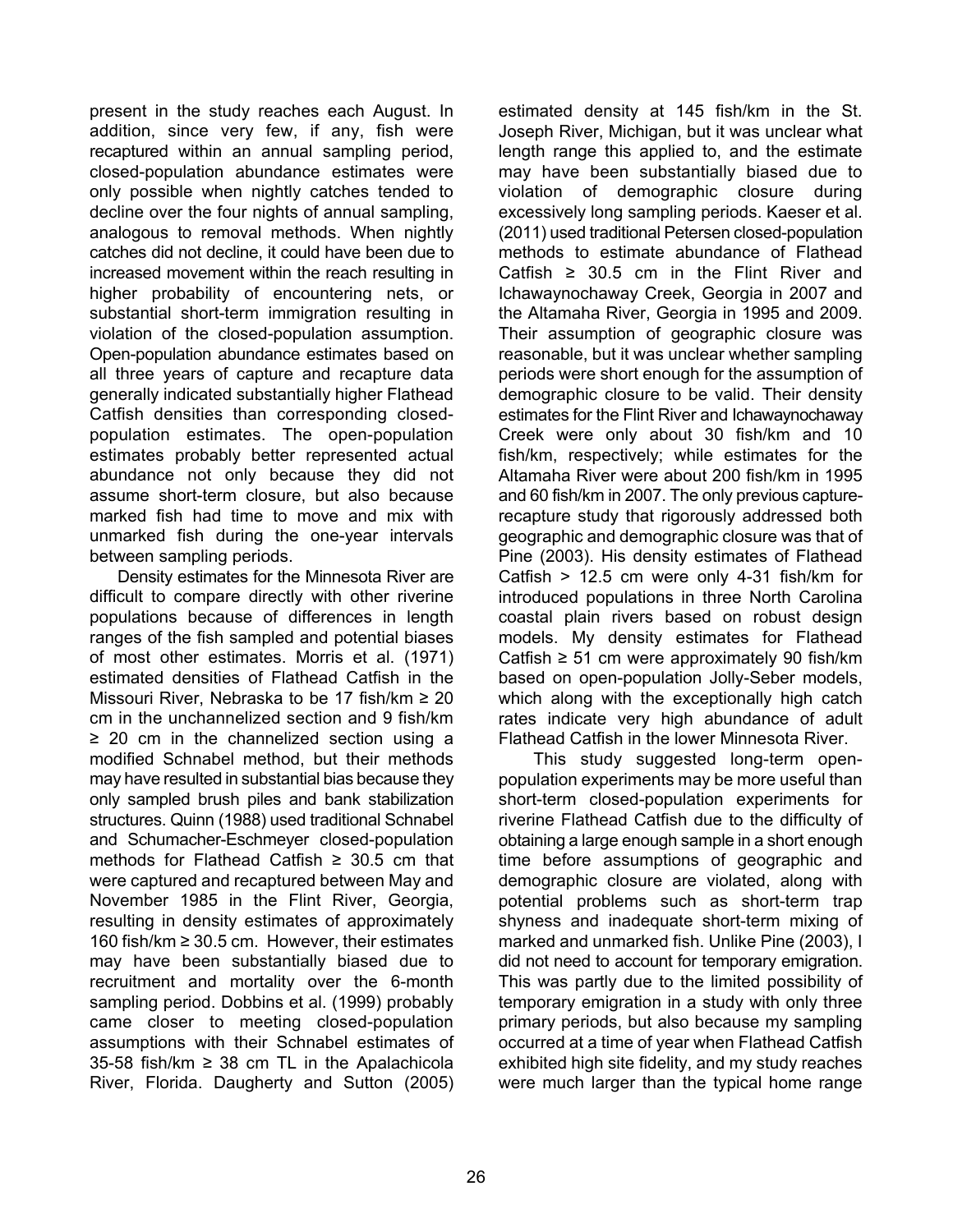present in the study reaches each August. In addition, since very few, if any, fish were recaptured within an annual sampling period, closed-population abundance estimates were only possible when nightly catches tended to decline over the four nights of annual sampling, analogous to removal methods. When nightly catches did not decline, it could have been due to increased movement within the reach resulting in higher probability of encountering nets, or substantial short-term immigration resulting in violation of the closed-population assumption. Open-population abundance estimates based on all three years of capture and recapture data generally indicated substantially higher Flathead Catfish densities than corresponding closed-population estimates. The open-population estimates probably better represented actual abundance not only because they did not assume short-term closure, but also because marked fish had time to move and mix with unmarked fish during the one-year intervals between sampling periods.

Density estimates for the Minnesota River are difficult to compare directly with other riverine populations because of differences in length ranges of the fish sampled and potential biases of most other estimates. Morris et al. (1971) estimated densities of Flathead Catfish in the Missouri River, Nebraska to be 17 fish/km ≥ 20 cm in the unchannelized section and 9 fish/km ≥ 20 cm in the channelized section using a modified Schnabel method, but their methods may have resulted in substantial bias because they only sampled brush piles and bank stabilization structures. Quinn (1988) used traditional Schnabel and Schumacher-Eschmeyer closed-population methods for Flathead Catfish ≥ 30.5 cm that were captured and recaptured between May and November 1985 in the Flint River, Georgia, resulting in density estimates of approximately 160 fish/km ≥ 30.5 cm. However, their estimates may have been substantially biased due to recruitment and mortality over the 6-month sampling period. Dobbins et al. (1999) probably came closer to meeting closed-population assumptions with their Schnabel estimates of 35-58 fish/km ≥ 38 cm TL in the Apalachicola River, Florida. Daugherty and Sutton (2005) estimated density at 145 fish/km in the St. Joseph River, Michigan, but it was unclear what length range this applied to, and the estimate may have been substantially biased due to violation of demographic closure during excessively long sampling periods. Kaeser et al. (2011) used traditional Petersen closed-population methods to estimate abundance of Flathead Catfish ≥ 30.5 cm in the Flint River and Ichawaynochaway Creek, Georgia in 2007 and the Altamaha River, Georgia in 1995 and 2009. Their assumption of geographic closure was reasonable, but it was unclear whether sampling periods were short enough for the assumption of demographic closure to be valid. Their density estimates for the Flint River and Ichawaynochaway Creek were only about 30 fish/km and 10 fish/km, respectively; while estimates for the Altamaha River were about 200 fish/km in 1995 and 60 fish/km in 2007. The only previous capture-recapture study that rigorously addressed both geographic and demographic closure was that of Pine (2003). His density estimates of Flathead Catfish > 12.5 cm were only 4-31 fish/km for introduced populations in three North Carolina coastal plain rivers based on robust design models. My density estimates for Flathead Catfish ≥ 51 cm were approximately 90 fish/km based on open-population Jolly-Seber models, which along with the exceptionally high catch rates indicate very high abundance of adult Flathead Catfish in the lower Minnesota River.

This study suggested long-term open-population experiments may be more useful than short-term closed-population experiments for riverine Flathead Catfish due to the difficulty of obtaining a large enough sample in a short enough time before assumptions of geographic and demographic closure are violated, along with potential problems such as short-term trap shyness and inadequate short-term mixing of marked and unmarked fish. Unlike Pine (2003), I did not need to account for temporary emigration. This was partly due to the limited possibility of temporary emigration in a study with only three primary periods, but also because my sampling occurred at a time of year when Flathead Catfish exhibited high site fidelity, and my study reaches were much larger than the typical home range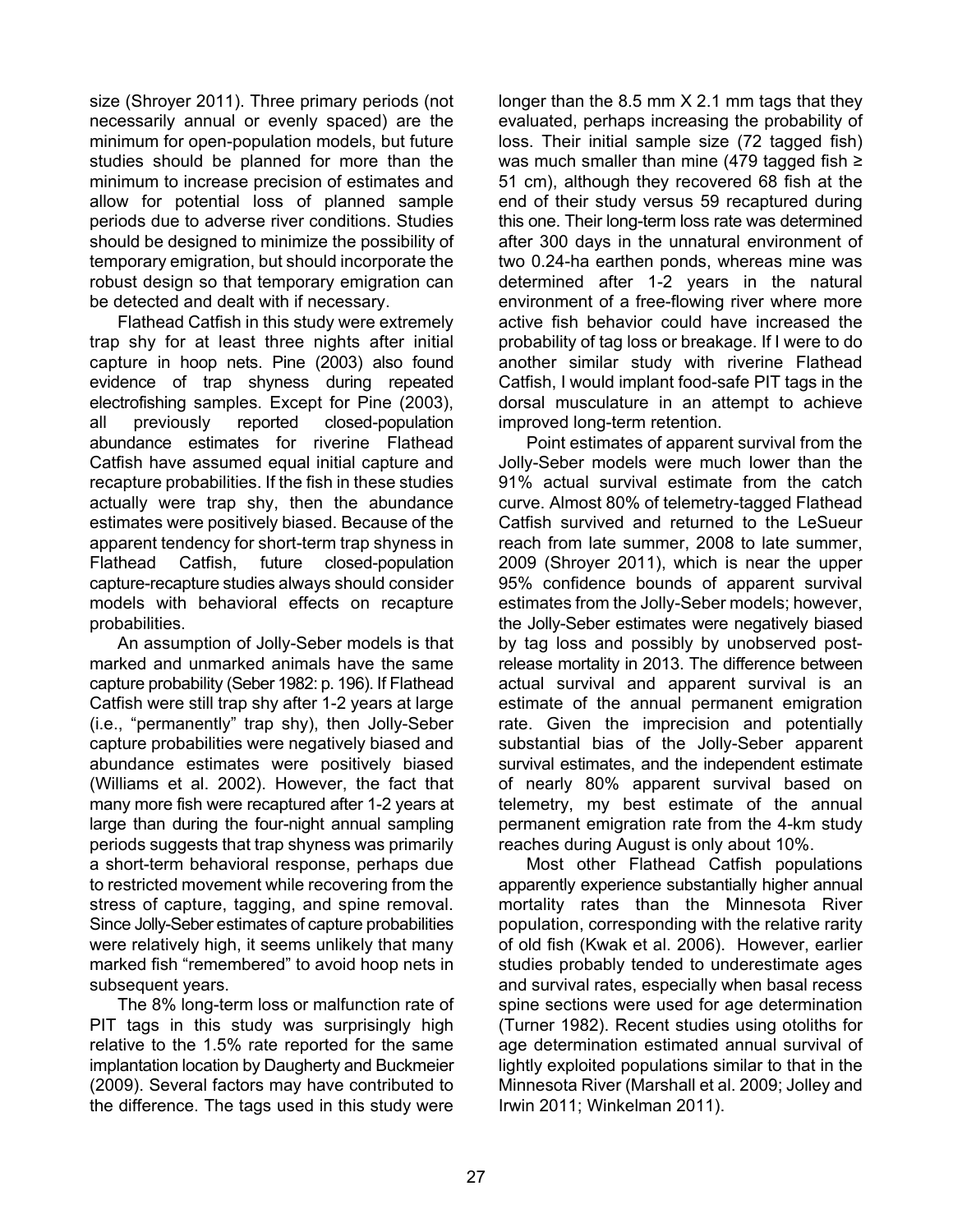size (Shroyer 2011). Three primary periods (not necessarily annual or evenly spaced) are the minimum for open-population models, but future studies should be planned for more than the minimum to increase precision of estimates and allow for potential loss of planned sample periods due to adverse river conditions. Studies should be designed to minimize the possibility of temporary emigration, but should incorporate the robust design so that temporary emigration can be detected and dealt with if necessary.

Flathead Catfish in this study were extremely trap shy for at least three nights after initial capture in hoop nets. Pine (2003) also found evidence of trap shyness during repeated electrofishing samples. Except for Pine (2003), all previously reported closed-population abundance estimates for riverine Flathead Catfish have assumed equal initial capture and recapture probabilities. If the fish in these studies actually were trap shy, then the abundance estimates were positively biased. Because of the apparent tendency for short-term trap shyness in Flathead Catfish, future closed-population capture-recapture studies always should consider models with behavioral effects on recapture probabilities.

An assumption of Jolly-Seber models is that marked and unmarked animals have the same capture probability (Seber 1982: p. 196). If Flathead Catfish were still trap shy after 1-2 years at large (i.e., "permanently" trap shy), then Jolly-Seber capture probabilities were negatively biased and abundance estimates were positively biased (Williams et al. 2002). However, the fact that many more fish were recaptured after 1-2 years at large than during the four-night annual sampling periods suggests that trap shyness was primarily a short-term behavioral response, perhaps due to restricted movement while recovering from the stress of capture, tagging, and spine removal. Since Jolly-Seber estimates of capture probabilities were relatively high, it seems unlikely that many marked fish "remembered" to avoid hoop nets in subsequent years.

The 8% long-term loss or malfunction rate of PIT tags in this study was surprisingly high relative to the 1.5% rate reported for the same implantation location by Daugherty and Buckmeier (2009). Several factors may have contributed to the difference. The tags used in this study were longer than the 8.5 mm X 2.1 mm tags that they evaluated, perhaps increasing the probability of loss. Their initial sample size (72 tagged fish) was much smaller than mine (479 tagged fish ≥ 51 cm), although they recovered 68 fish at the end of their study versus 59 recaptured during this one. Their long-term loss rate was determined after 300 days in the unnatural environment of two 0.24-ha earthen ponds, whereas mine was determined after 1-2 years in the natural environment of a free-flowing river where more active fish behavior could have increased the probability of tag loss or breakage. If I were to do another similar study with riverine Flathead Catfish, I would implant food-safe PIT tags in the dorsal musculature in an attempt to achieve improved long-term retention.

Point estimates of apparent survival from the Jolly-Seber models were much lower than the 91% actual survival estimate from the catch curve. Almost 80% of telemetry-tagged Flathead Catfish survived and returned to the LeSueur reach from late summer, 2008 to late summer, 2009 (Shroyer 2011), which is near the upper 95% confidence bounds of apparent survival estimates from the Jolly-Seber models; however, the Jolly-Seber estimates were negatively biased by tag loss and possibly by unobserved post-release mortality in 2013. The difference between actual survival and apparent survival is an estimate of the annual permanent emigration rate. Given the imprecision and potentially substantial bias of the Jolly-Seber apparent survival estimates, and the independent estimate of nearly 80% apparent survival based on telemetry, my best estimate of the annual permanent emigration rate from the 4-km study reaches during August is only about 10%.

Most other Flathead Catfish populations apparently experience substantially higher annual mortality rates than the Minnesota River population, corresponding with the relative rarity of old fish (Kwak et al. 2006). However, earlier studies probably tended to underestimate ages and survival rates, especially when basal recess spine sections were used for age determination (Turner 1982). Recent studies using otoliths for age determination estimated annual survival of lightly exploited populations similar to that in the Minnesota River (Marshall et al. 2009; Jolley and Irwin 2011; Winkelman 2011).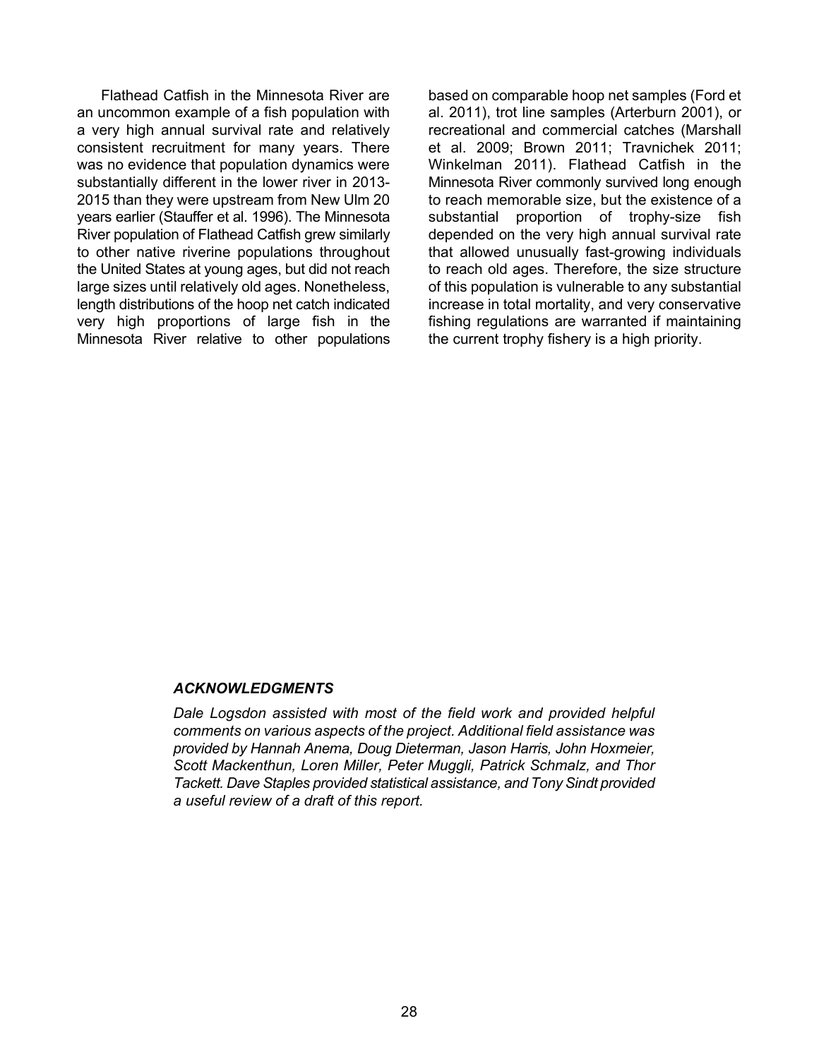Flathead Catfish in the Minnesota River are an uncommon example of a fish population with a very high annual survival rate and relatively consistent recruitment for many years. There was no evidence that population dynamics were substantially different in the lower river in 2013-2015 than they were upstream from New Ulm 20 years earlier (Stauffer et al. 1996). The Minnesota River population of Flathead Catfish grew similarly to other native riverine populations throughout the United States at young ages, but did not reach large sizes until relatively old ages. Nonetheless, length distributions of the hoop net catch indicated very high proportions of large fish in the Minnesota River relative to other populations based on comparable hoop net samples (Ford et al. 2011), trot line samples (Arterburn 2001), or recreational and commercial catches (Marshall et al. 2009; Brown 2011; Travnichek 2011; Winkelman 2011). Flathead Catfish in the Minnesota River commonly survived long enough to reach memorable size, but the existence of a substantial proportion of trophy-size fish depended on the very high annual survival rate that allowed unusually fast-growing individuals to reach old ages. Therefore, the size structure of this population is vulnerable to any substantial increase in total mortality, and very conservative fishing regulations are warranted if maintaining the current trophy fishery is a high priority.

### *ACKNOWLEDGMENTS*

*Dale Logsdon assisted with most of the field work and provided helpful comments on various aspects of the project. Additional field assistance was provided by Hannah Anema, Doug Dieterman, Jason Harris, John Hoxmeier, Scott Mackenthun, Loren Miller, Peter Muggli, Patrick Schmalz, and Thor Tackett. Dave Staples provided statistical assistance, and Tony Sindt provided a useful review of a draft of this report.*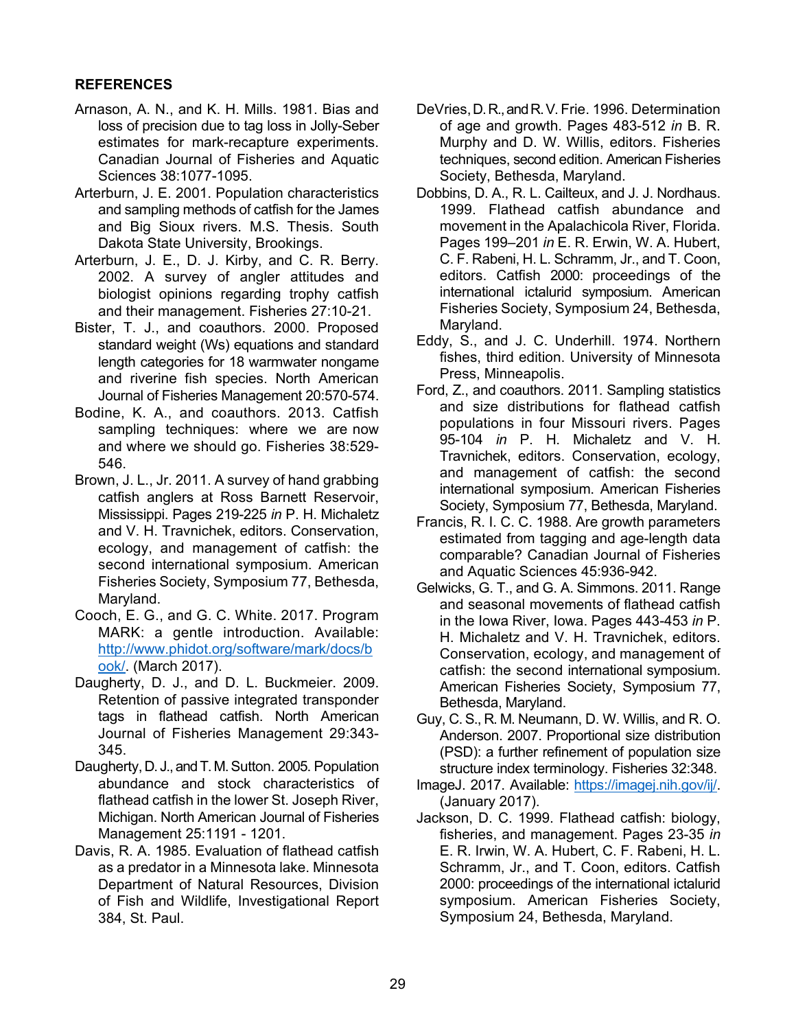## REFERENCES

Arnason, A. N., and K. H. Mills. 1981. Bias and loss of precision due to tag loss in Jolly-Seber estimates for mark-recapture experiments. Canadian Journal of Fisheries and Aquatic Sciences 38:1077-1095.

Arterburn, J. E. 2001. Population characteristics and sampling methods of catfish for the James and Big Sioux rivers. M.S. Thesis. South Dakota State University, Brookings.

Arterburn, J. E., D. J. Kirby, and C. R. Berry. 2002. A survey of angler attitudes and biologist opinions regarding trophy catfish and their management. Fisheries 27:10-21.

Bister, T. J., and coauthors. 2000. Proposed standard weight (Ws) equations and standard length categories for 18 warmwater nongame and riverine fish species. North American Journal of Fisheries Management 20:570-574.

Bodine, K. A., and coauthors. 2013. Catfish sampling techniques: where we are now and where we should go. Fisheries 38:529-546.

Brown, J. L., Jr. 2011. A survey of hand grabbing catfish anglers at Ross Barnett Reservoir, Mississippi. Pages 219-225 *in* P. H. Michaletz and V. H. Travnichek, editors. Conservation, ecology, and management of catfish: the second international symposium. American Fisheries Society, Symposium 77, Bethesda, Maryland.

Cooch, E. G., and G. C. White. 2017. Program MARK: a gentle introduction. Available: http://www.phidot.org/software/mark/docs/book/. (March 2017).

Daugherty, D. J., and D. L. Buckmeier. 2009. Retention of passive integrated transponder tags in flathead catfish. North American Journal of Fisheries Management 29:343-345.

Daugherty, D. J., and T. M. Sutton. 2005. Population abundance and stock characteristics of flathead catfish in the lower St. Joseph River, Michigan. North American Journal of Fisheries Management 25:1191 - 1201.

Davis, R. A. 1985. Evaluation of flathead catfish as a predator in a Minnesota lake. Minnesota Department of Natural Resources, Division of Fish and Wildlife, Investigational Report 384, St. Paul.

DeVries, D. R., and R. V. Frie. 1996. Determination of age and growth. Pages 483-512 *in* B. R. Murphy and D. W. Willis, editors. Fisheries techniques, second edition. American Fisheries Society, Bethesda, Maryland.

Dobbins, D. A., R. L. Cailteux, and J. J. Nordhaus. 1999. Flathead catfish abundance and movement in the Apalachicola River, Florida. Pages 199–201 *in* E. R. Erwin, W. A. Hubert, C. F. Rabeni, H. L. Schramm, Jr., and T. Coon, editors. Catfish 2000: proceedings of the international ictalurid symposium. American Fisheries Society, Symposium 24, Bethesda, Maryland.

Eddy, S., and J. C. Underhill. 1974. Northern fishes, third edition. University of Minnesota Press, Minneapolis.

Ford, Z., and coauthors. 2011. Sampling statistics and size distributions for flathead catfish populations in four Missouri rivers. Pages 95-104 *in* P. H. Michaletz and V. H. Travnichek, editors. Conservation, ecology, and management of catfish: the second international symposium. American Fisheries Society, Symposium 77, Bethesda, Maryland.

Francis, R. I. C. C. 1988. Are growth parameters estimated from tagging and age-length data comparable? Canadian Journal of Fisheries and Aquatic Sciences 45:936-942.

Gelwicks, G. T., and G. A. Simmons. 2011. Range and seasonal movements of flathead catfish in the Iowa River, Iowa. Pages 443-453 *in* P. H. Michaletz and V. H. Travnichek, editors. Conservation, ecology, and management of catfish: the second international symposium. American Fisheries Society, Symposium 77, Bethesda, Maryland.

Guy, C. S., R. M. Neumann, D. W. Willis, and R. O. Anderson. 2007. Proportional size distribution (PSD): a further refinement of population size structure index terminology. Fisheries 32:348.

ImageJ. 2017. Available: https://imagej.nih.gov/ij/. (January 2017).

Jackson, D. C. 1999. Flathead catfish: biology, fisheries, and management. Pages 23-35 *in* E. R. Irwin, W. A. Hubert, C. F. Rabeni, H. L. Schramm, Jr., and T. Coon, editors. Catfish 2000: proceedings of the international ictalurid symposium. American Fisheries Society, Symposium 24, Bethesda, Maryland.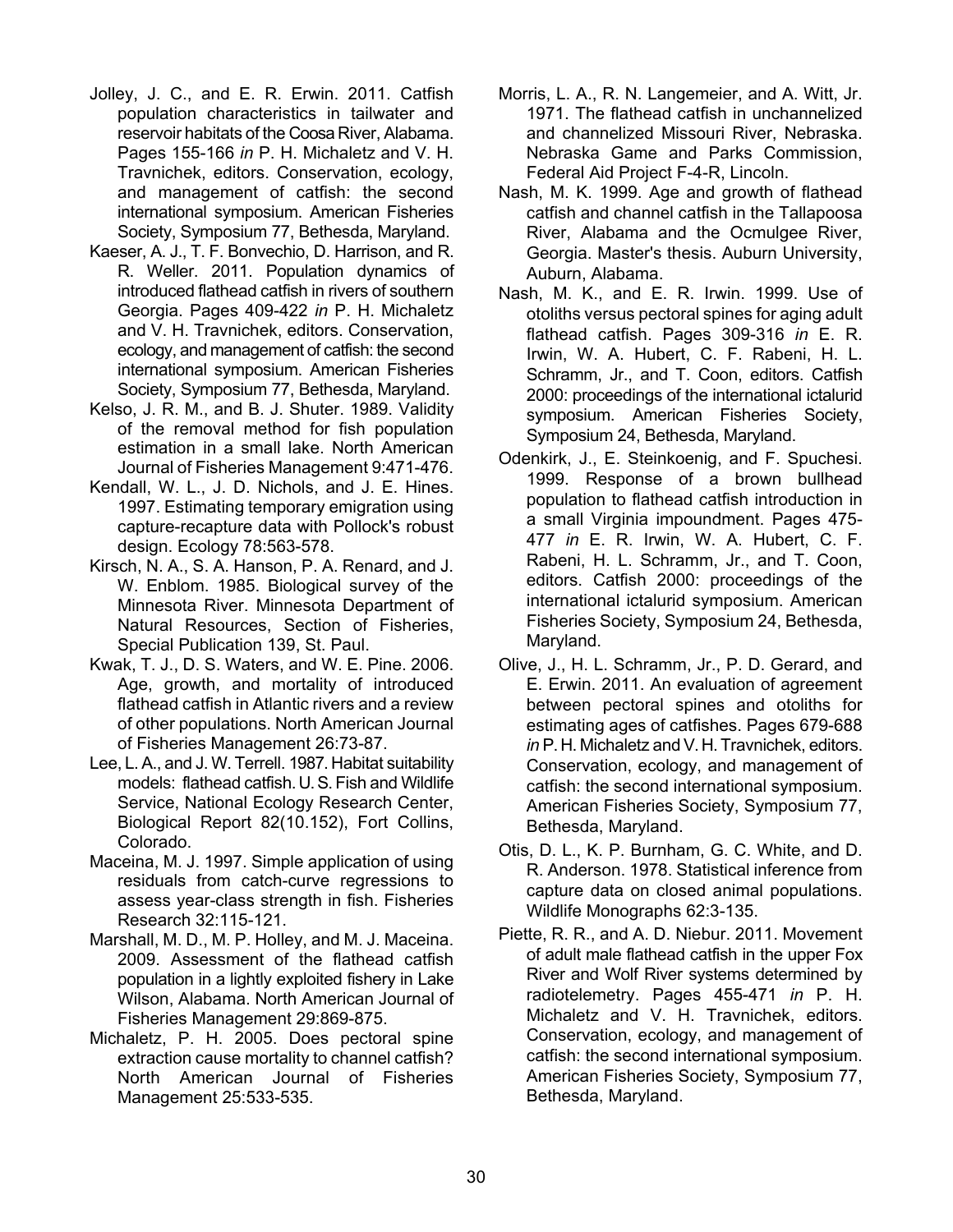Jolley, J. C., and E. R. Erwin. 2011. Catfish population characteristics in tailwater and reservoir habitats of the Coosa River, Alabama. Pages 155-166 *in* P. H. Michaletz and V. H. Travnichek, editors. Conservation, ecology, and management of catfish: the second international symposium. American Fisheries Society, Symposium 77, Bethesda, Maryland.

Kaeser, A. J., T. F. Bonvechio, D. Harrison, and R. R. Weller. 2011. Population dynamics of introduced flathead catfish in rivers of southern Georgia. Pages 409-422 *in* P. H. Michaletz and V. H. Travnichek, editors. Conservation, ecology, and management of catfish: the second international symposium. American Fisheries Society, Symposium 77, Bethesda, Maryland.

Kelso, J. R. M., and B. J. Shuter. 1989. Validity of the removal method for fish population estimation in a small lake. North American Journal of Fisheries Management 9:471-476.

Kendall, W. L., J. D. Nichols, and J. E. Hines. 1997. Estimating temporary emigration using capture-recapture data with Pollock's robust design. Ecology 78:563-578.

Kirsch, N. A., S. A. Hanson, P. A. Renard, and J. W. Enblom. 1985. Biological survey of the Minnesota River. Minnesota Department of Natural Resources, Section of Fisheries, Special Publication 139, St. Paul.

Kwak, T. J., D. S. Waters, and W. E. Pine. 2006. Age, growth, and mortality of introduced flathead catfish in Atlantic rivers and a review of other populations. North American Journal of Fisheries Management 26:73-87.

Lee, L. A., and J. W. Terrell. 1987. Habitat suitability models: flathead catfish. U. S. Fish and Wildlife Service, National Ecology Research Center, Biological Report 82(10.152), Fort Collins, Colorado.

Maceina, M. J. 1997. Simple application of using residuals from catch-curve regressions to assess year-class strength in fish. Fisheries Research 32:115-121.

Marshall, M. D., M. P. Holley, and M. J. Maceina. 2009. Assessment of the flathead catfish population in a lightly exploited fishery in Lake Wilson, Alabama. North American Journal of Fisheries Management 29:869-875.

Michaletz, P. H. 2005. Does pectoral spine extraction cause mortality to channel catfish? North American Journal of Fisheries Management 25:533-535.

Morris, L. A., R. N. Langemeier, and A. Witt, Jr. 1971. The flathead catfish in unchannelized and channelized Missouri River, Nebraska. Nebraska Game and Parks Commission, Federal Aid Project F-4-R, Lincoln.

Nash, M. K. 1999. Age and growth of flathead catfish and channel catfish in the Tallapoosa River, Alabama and the Ocmulgee River, Georgia. Master's thesis. Auburn University, Auburn, Alabama.

Nash, M. K., and E. R. Irwin. 1999. Use of otoliths versus pectoral spines for aging adult flathead catfish. Pages 309-316 *in* E. R. Irwin, W. A. Hubert, C. F. Rabeni, H. L. Schramm, Jr., and T. Coon, editors. Catfish 2000: proceedings of the international ictalurid symposium. American Fisheries Society, Symposium 24, Bethesda, Maryland.

Odenkirk, J., E. Steinkoenig, and F. Spuchesi. 1999. Response of a brown bullhead population to flathead catfish introduction in a small Virginia impoundment. Pages 475-477 *in* E. R. Irwin, W. A. Hubert, C. F. Rabeni, H. L. Schramm, Jr., and T. Coon, editors. Catfish 2000: proceedings of the international ictalurid symposium. American Fisheries Society, Symposium 24, Bethesda, Maryland.

Olive, J., H. L. Schramm, Jr., P. D. Gerard, and E. Erwin. 2011. An evaluation of agreement between pectoral spines and otoliths for estimating ages of catfishes. Pages 679-688 *in* P. H. Michaletz and V. H. Travnichek, editors. Conservation, ecology, and management of catfish: the second international symposium. American Fisheries Society, Symposium 77, Bethesda, Maryland.

Otis, D. L., K. P. Burnham, G. C. White, and D. R. Anderson. 1978. Statistical inference from capture data on closed animal populations. Wildlife Monographs 62:3-135.

Piette, R. R., and A. D. Niebur. 2011. Movement of adult male flathead catfish in the upper Fox River and Wolf River systems determined by radiotelemetry. Pages 455-471 *in* P. H. Michaletz and V. H. Travnichek, editors. Conservation, ecology, and management of catfish: the second international symposium. American Fisheries Society, Symposium 77, Bethesda, Maryland.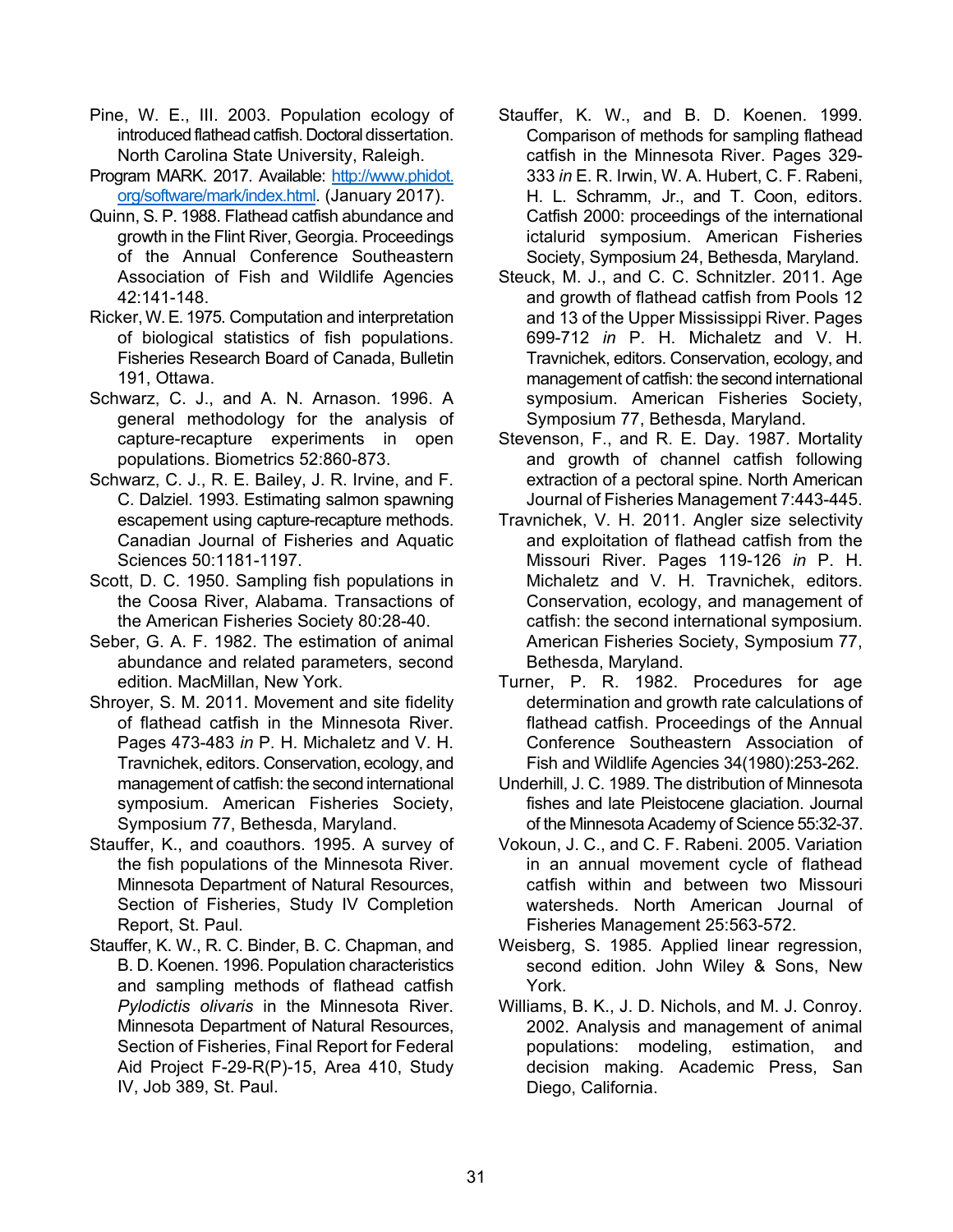Pine, W. E., III. 2003. Population ecology of introduced flathead catfish. Doctoral dissertation. North Carolina State University, Raleigh.

Program MARK. 2017. Available: http://www.phidot.org/software/mark/index.html. (January 2017).

Quinn, S. P. 1988. Flathead catfish abundance and growth in the Flint River, Georgia. Proceedings of the Annual Conference Southeastern Association of Fish and Wildlife Agencies 42:141-148.

Ricker, W. E. 1975. Computation and interpretation of biological statistics of fish populations. Fisheries Research Board of Canada, Bulletin 191, Ottawa.

Schwarz, C. J., and A. N. Arnason. 1996. A general methodology for the analysis of capture-recapture experiments in open populations. Biometrics 52:860-873.

Schwarz, C. J., R. E. Bailey, J. R. Irvine, and F. C. Dalziel. 1993. Estimating salmon spawning escapement using capture-recapture methods. Canadian Journal of Fisheries and Aquatic Sciences 50:1181-1197.

Scott, D. C. 1950. Sampling fish populations in the Coosa River, Alabama. Transactions of the American Fisheries Society 80:28-40.

Seber, G. A. F. 1982. The estimation of animal abundance and related parameters, second edition. MacMillan, New York.

Shroyer, S. M. 2011. Movement and site fidelity of flathead catfish in the Minnesota River. Pages 473-483 *in* P. H. Michaletz and V. H. Travnichek, editors. Conservation, ecology, and management of catfish: the second international symposium. American Fisheries Society, Symposium 77, Bethesda, Maryland.

Stauffer, K., and coauthors. 1995. A survey of the fish populations of the Minnesota River. Minnesota Department of Natural Resources, Section of Fisheries, Study IV Completion Report, St. Paul.

Stauffer, K. W., R. C. Binder, B. C. Chapman, and B. D. Koenen. 1996. Population characteristics and sampling methods of flathead catfish *Pylodictis olivaris* in the Minnesota River. Minnesota Department of Natural Resources, Section of Fisheries, Final Report for Federal Aid Project F-29-R(P)-15, Area 410, Study IV, Job 389, St. Paul.

Stauffer, K. W., and B. D. Koenen. 1999. Comparison of methods for sampling flathead catfish in the Minnesota River. Pages 329-333 *in* E. R. Irwin, W. A. Hubert, C. F. Rabeni, H. L. Schramm, Jr., and T. Coon, editors. Catfish 2000: proceedings of the international ictalurid symposium. American Fisheries Society, Symposium 24, Bethesda, Maryland.

Steuck, M. J., and C. C. Schnitzler. 2011. Age and growth of flathead catfish from Pools 12 and 13 of the Upper Mississippi River. Pages 699-712 *in* P. H. Michaletz and V. H. Travnichek, editors. Conservation, ecology, and management of catfish: the second international symposium. American Fisheries Society, Symposium 77, Bethesda, Maryland.

Stevenson, F., and R. E. Day. 1987. Mortality and growth of channel catfish following extraction of a pectoral spine. North American Journal of Fisheries Management 7:443-445.

Travnichek, V. H. 2011. Angler size selectivity and exploitation of flathead catfish from the Missouri River. Pages 119-126 *in* P. H. Michaletz and V. H. Travnichek, editors. Conservation, ecology, and management of catfish: the second international symposium. American Fisheries Society, Symposium 77, Bethesda, Maryland.

Turner, P. R. 1982. Procedures for age determination and growth rate calculations of flathead catfish. Proceedings of the Annual Conference Southeastern Association of Fish and Wildlife Agencies 34(1980):253-262.

Underhill, J. C. 1989. The distribution of Minnesota fishes and late Pleistocene glaciation. Journal of the Minnesota Academy of Science 55:32-37.

Vokoun, J. C., and C. F. Rabeni. 2005. Variation in an annual movement cycle of flathead catfish within and between two Missouri watersheds. North American Journal of Fisheries Management 25:563-572.

Weisberg, S. 1985. Applied linear regression, second edition. John Wiley & Sons, New York.

Williams, B. K., J. D. Nichols, and M. J. Conroy. 2002. Analysis and management of animal populations: modeling, estimation, and decision making. Academic Press, San Diego, California.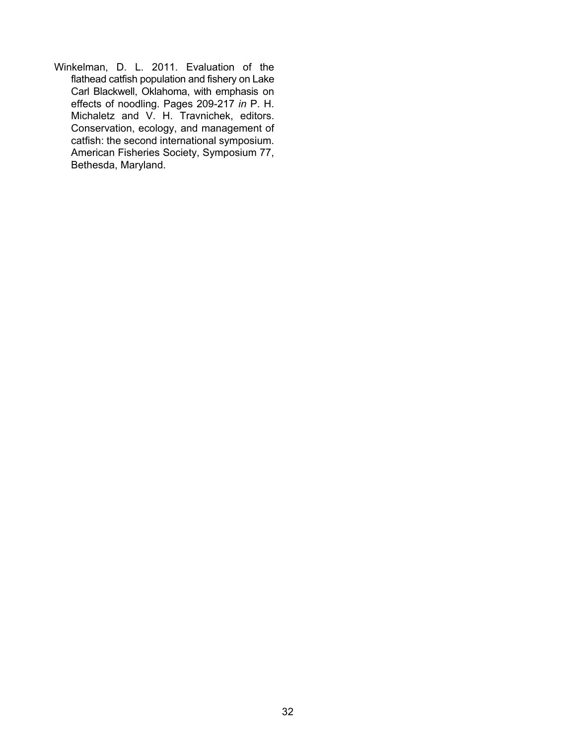Winkelman, D. L. 2011. Evaluation of the flathead catfish population and fishery on Lake Carl Blackwell, Oklahoma, with emphasis on effects of noodling. Pages 209-217 *in* P. H. Michaletz and V. H. Travnichek, editors. Conservation, ecology, and management of catfish: the second international symposium. American Fisheries Society, Symposium 77, Bethesda, Maryland.